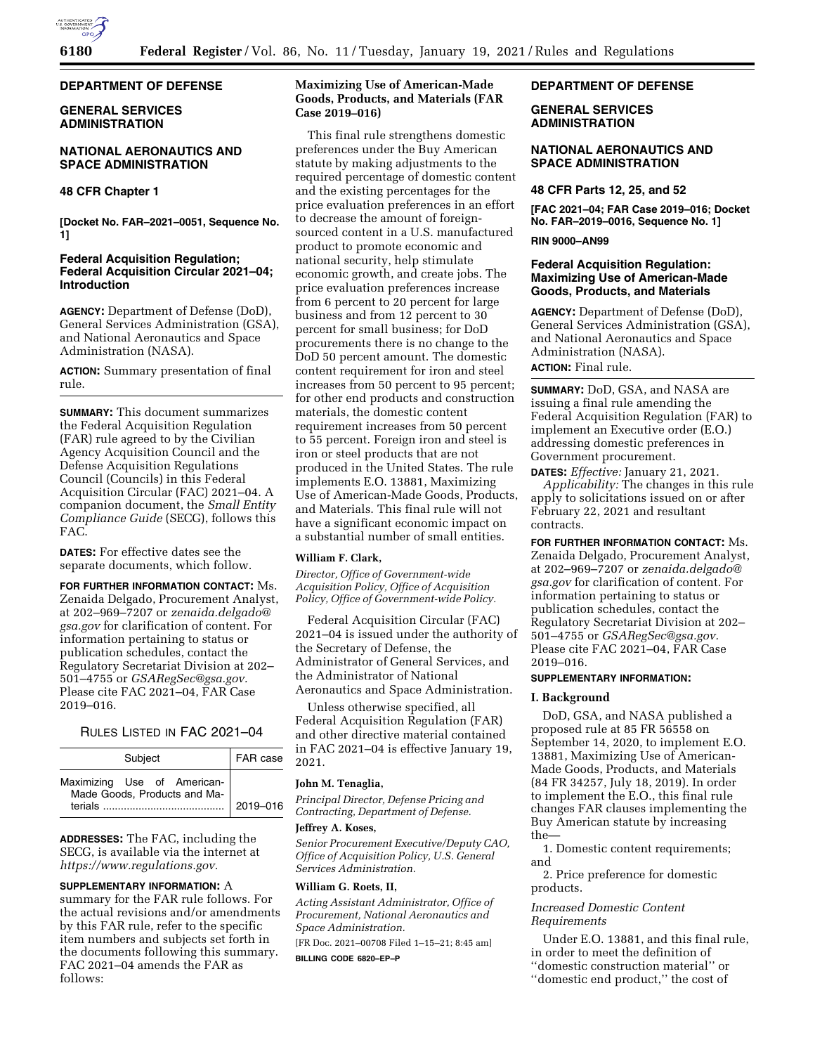# DEPARTMENT OF DEFENSE

# GENERAL SERVICES ADMINISTRATION

# NATIONAL AERONAUTICS AND SPACE ADMINISTRATION

## 48 CFR Chapter 1

**[Docket No. FAR–2021–0051, Sequence No. 1]**

## Federal Acquisition Regulation; Federal Acquisition Circular 2021–04; Introduction

**AGENCY:** Department of Defense (DoD), General Services Administration (GSA), and National Aeronautics and Space Administration (NASA).

**ACTION:** Summary presentation of final rule.

**SUMMARY:** This document summarizes the Federal Acquisition Regulation (FAR) rule agreed to by the Civilian Agency Acquisition Council and the Defense Acquisition Regulations Council (Councils) in this Federal Acquisition Circular (FAC) 2021–04. A companion document, the *Small Entity Compliance Guide* (SECG), follows this FAC.

**DATES:** For effective dates see the separate documents, which follow.

**FOR FURTHER INFORMATION CONTACT:** Ms. Zenaida Delgado, Procurement Analyst, at 202–969–7207 or *zenaida.delgado@gsa.gov* for clarification of content. For information pertaining to status or publication schedules, contact the Regulatory Secretariat Division at 202–501–4755 or *GSARegSec@gsa.gov.* Please cite FAC 2021–04, FAR Case 2019–016.

RULES LISTED IN FAC 2021–04

| Subject | FAR case |
|---|---|
| Maximizing Use of American-Made Goods, Products and Materials | 2019–016 |

**ADDRESSES:** The FAC, including the SECG, is available via the internet at *https://www.regulations.gov.*

**SUPPLEMENTARY INFORMATION:** A summary for the FAR rule follows. For the actual revisions and/or amendments by this FAR rule, refer to the specific item numbers and subjects set forth in the documents following this summary. FAC 2021–04 amends the FAR as follows:

**Maximizing Use of American-Made Goods, Products, and Materials (FAR Case 2019–016)**

This final rule strengthens domestic preferences under the Buy American statute by making adjustments to the required percentage of domestic content and the existing percentages for the price evaluation preferences in an effort to decrease the amount of foreign-sourced content in a U.S. manufactured product to promote economic and national security, help stimulate economic growth, and create jobs. The price evaluation preferences increase from 6 percent to 20 percent for large business and from 12 percent to 30 percent for small business; for DoD procurements there is no change to the DoD 50 percent amount. The domestic content requirement for iron and steel increases from 50 percent to 95 percent; for other end products and construction materials, the domestic content requirement increases from 50 percent to 55 percent. Foreign iron and steel is iron or steel products that are not produced in the United States. The rule implements E.O. 13881, Maximizing Use of American-Made Goods, Products, and Materials. This final rule will not have a significant economic impact on a substantial number of small entities.

**William F. Clark,**

*Director, Office of Government-wide Acquisition Policy, Office of Acquisition Policy, Office of Government-wide Policy.*

Federal Acquisition Circular (FAC) 2021–04 is issued under the authority of the Secretary of Defense, the Administrator of General Services, and the Administrator of National Aeronautics and Space Administration.

Unless otherwise specified, all Federal Acquisition Regulation (FAR) and other directive material contained in FAC 2021–04 is effective January 19, 2021.

**John M. Tenaglia,**

*Principal Director, Defense Pricing and Contracting, Department of Defense.*

**Jeffrey A. Koses,**

*Senior Procurement Executive/Deputy CAO, Office of Acquisition Policy, U.S. General Services Administration.*

**William G. Roets, II,**

*Acting Assistant Administrator, Office of Procurement, National Aeronautics and Space Administration.*

[FR Doc. 2021–00708 Filed 1–15–21; 8:45 am]

**BILLING CODE 6820–EP–P**

# DEPARTMENT OF DEFENSE

# GENERAL SERVICES ADMINISTRATION

# NATIONAL AERONAUTICS AND SPACE ADMINISTRATION

## 48 CFR Parts 12, 25, and 52

**[FAC 2021–04; FAR Case 2019–016; Docket No. FAR–2019–0016, Sequence No. 1]**

**RIN 9000–AN99**

## Federal Acquisition Regulation: Maximizing Use of American-Made Goods, Products, and Materials

**AGENCY:** Department of Defense (DoD), General Services Administration (GSA), and National Aeronautics and Space Administration (NASA).

**ACTION:** Final rule.

**SUMMARY:** DoD, GSA, and NASA are issuing a final rule amending the Federal Acquisition Regulation (FAR) to implement an Executive order (E.O.) addressing domestic preferences in Government procurement.

**DATES:** *Effective:* January 21, 2021.

*Applicability:* The changes in this rule apply to solicitations issued on or after February 22, 2021 and resultant contracts.

**FOR FURTHER INFORMATION CONTACT:** Ms. Zenaida Delgado, Procurement Analyst, at 202–969–7207 or *zenaida.delgado@gsa.gov* for clarification of content. For information pertaining to status or publication schedules, contact the Regulatory Secretariat Division at 202–501–4755 or *GSARegSec@gsa.gov.* Please cite FAC 2021–04, FAR Case 2019–016.

**SUPPLEMENTARY INFORMATION:**

### I. Background

DoD, GSA, and NASA published a proposed rule at 85 FR 56558 on September 14, 2020, to implement E.O. 13881, Maximizing Use of American-Made Goods, Products, and Materials (84 FR 34257, July 18, 2019). In order to implement the E.O., this final rule changes FAR clauses implementing the Buy American statute by increasing the—

1. Domestic content requirements; and
2. Price preference for domestic products.

*Increased Domestic Content Requirements*

Under E.O. 13881, and this final rule, in order to meet the definition of ''domestic construction material'' or ''domestic end product,'' the cost of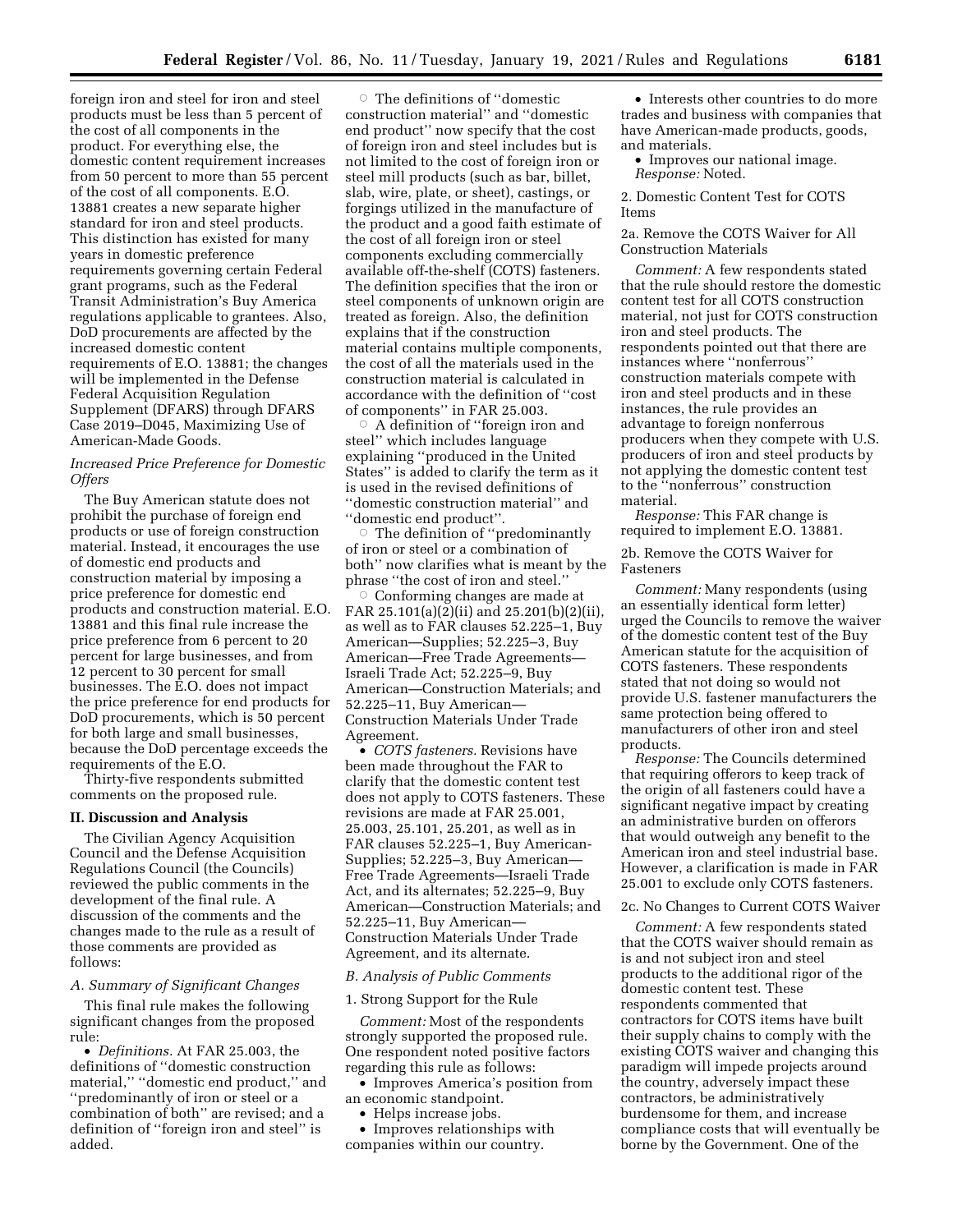foreign iron and steel for iron and steel products must be less than 5 percent of the cost of all components in the product. For everything else, the domestic content requirement increases from 50 percent to more than 55 percent of the cost of all components. E.O. 13881 creates a new separate higher standard for iron and steel products. This distinction has existed for many years in domestic preference requirements governing certain Federal grant programs, such as the Federal Transit Administration's Buy America regulations applicable to grantees. Also, DoD procurements are affected by the increased domestic content requirements of E.O. 13881; the changes will be implemented in the Defense Federal Acquisition Regulation Supplement (DFARS) through DFARS Case 2019–D045, Maximizing Use of American-Made Goods.

*Increased Price Preference for Domestic Offers*

The Buy American statute does not prohibit the purchase of foreign end products or use of foreign construction material. Instead, it encourages the use of domestic end products and construction material by imposing a price preference for domestic end products and construction material. E.O. 13881 and this final rule increase the price preference from 6 percent to 20 percent for large businesses, and from 12 percent to 30 percent for small businesses. The E.O. does not impact the price preference for end products for DoD procurements, which is 50 percent for both large and small businesses, because the DoD percentage exceeds the requirements of the E.O.

Thirty-five respondents submitted comments on the proposed rule.

## II. Discussion and Analysis

The Civilian Agency Acquisition Council and the Defense Acquisition Regulations Council (the Councils) reviewed the public comments in the development of the final rule. A discussion of the comments and the changes made to the rule as a result of those comments are provided as follows:

### *A. Summary of Significant Changes*

This final rule makes the following significant changes from the proposed rule:

- *Definitions.* At FAR 25.003, the definitions of ''domestic construction material,'' ''domestic end product,'' and ''predominantly of iron or steel or a combination of both'' are revised; and a definition of ''foreign iron and steel'' is added.
  - ○ The definitions of ''domestic construction material'' and ''domestic end product'' now specify that the cost of foreign iron and steel includes but is not limited to the cost of foreign iron or steel mill products (such as bar, billet, slab, wire, plate, or sheet), castings, or forgings utilized in the manufacture of the product and a good faith estimate of the cost of all foreign iron or steel components excluding commercially available off-the-shelf (COTS) fasteners. The definition specifies that the iron or steel components of unknown origin are treated as foreign. Also, the definition explains that if the construction material contains multiple components, the cost of all the materials used in the construction material is calculated in accordance with the definition of ''cost of components'' in FAR 25.003.
  - ○ A definition of ''foreign iron and steel'' which includes language explaining ''produced in the United States'' is added to clarify the term as it is used in the revised definitions of ''domestic construction material'' and ''domestic end product''.
  - ○ The definition of ''predominantly of iron or steel or a combination of both'' now clarifies what is meant by the phrase ''the cost of iron and steel.''
  - ○ Conforming changes are made at FAR 25.101(a)(2)(ii) and 25.201(b)(2)(ii), as well as to FAR clauses 52.225–1, Buy American—Supplies; 52.225–3, Buy American—Free Trade Agreements—Israeli Trade Act; 52.225–9, Buy American—Construction Materials; and 52.225–11, Buy American—Construction Materials Under Trade Agreement.
- *COTS fasteners.* Revisions have been made throughout the FAR to clarify that the domestic content test does not apply to COTS fasteners. These revisions are made at FAR 25.001, 25.003, 25.101, 25.201, as well as in FAR clauses 52.225–1, Buy American-Supplies; 52.225–3, Buy American—Free Trade Agreements—Israeli Trade Act, and its alternates; 52.225–9, Buy American—Construction Materials; and 52.225–11, Buy American—Construction Materials Under Trade Agreement, and its alternate.

### *B. Analysis of Public Comments*

1. Strong Support for the Rule

*Comment:* Most of the respondents strongly supported the proposed rule. One respondent noted positive factors regarding this rule as follows:

- Improves America's position from an economic standpoint.
- Helps increase jobs.
- Improves relationships with companies within our country.
- Interests other countries to do more trades and business with companies that have American-made products, goods, and materials.
- Improves our national image.

*Response:* Noted.

2. Domestic Content Test for COTS Items

2a. Remove the COTS Waiver for All Construction Materials

*Comment:* A few respondents stated that the rule should restore the domestic content test for all COTS construction material, not just for COTS construction iron and steel products. The respondents pointed out that there are instances where ''nonferrous'' construction materials compete with iron and steel products and in these instances, the rule provides an advantage to foreign nonferrous producers when they compete with U.S. producers of iron and steel products by not applying the domestic content test to the ''nonferrous'' construction material.

*Response:* This FAR change is required to implement E.O. 13881.

2b. Remove the COTS Waiver for Fasteners

*Comment:* Many respondents (using an essentially identical form letter) urged the Councils to remove the waiver of the domestic content test of the Buy American statute for the acquisition of COTS fasteners. These respondents stated that not doing so would not provide U.S. fastener manufacturers the same protection being offered to manufacturers of other iron and steel products.

*Response:* The Councils determined that requiring offerors to keep track of the origin of all fasteners could have a significant negative impact by creating an administrative burden on offerors that would outweigh any benefit to the American iron and steel industrial base. However, a clarification is made in FAR 25.001 to exclude only COTS fasteners.

2c. No Changes to Current COTS Waiver

*Comment:* A few respondents stated that the COTS waiver should remain as is and not subject iron and steel products to the additional rigor of the domestic content test. These respondents commented that contractors for COTS items have built their supply chains to comply with the existing COTS waiver and changing this paradigm will impede projects around the country, adversely impact these contractors, be administratively burdensome for them, and increase compliance costs that will eventually be borne by the Government. One of the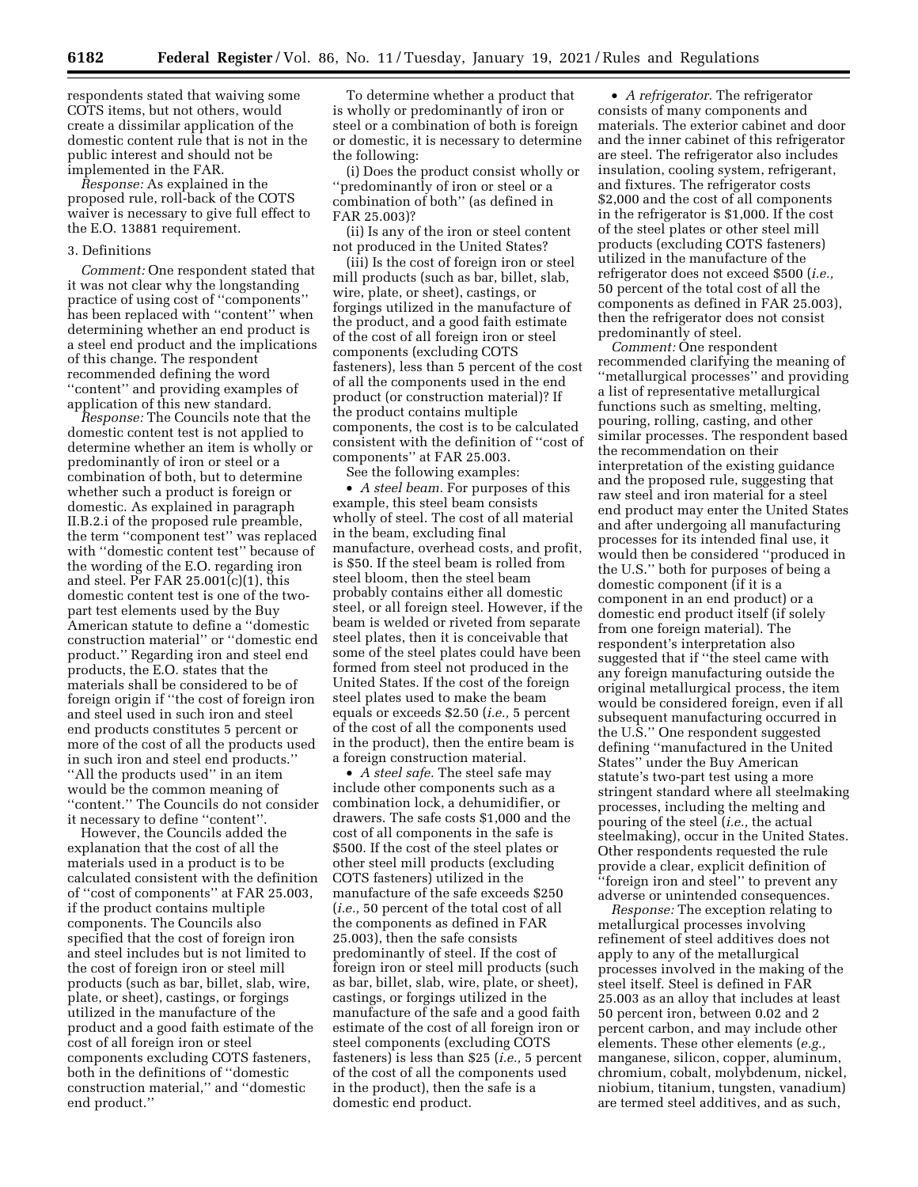respondents stated that waiving some COTS items, but not others, would create a dissimilar application of the domestic content rule that is not in the public interest and should not be implemented in the FAR.

*Response:* As explained in the proposed rule, roll-back of the COTS waiver is necessary to give full effect to the E.O. 13881 requirement.

3. Definitions

*Comment:* One respondent stated that it was not clear why the longstanding practice of using cost of ''components'' has been replaced with ''content'' when determining whether an end product is a steel end product and the implications of this change. The respondent recommended defining the word ''content'' and providing examples of application of this new standard.

*Response:* The Councils note that the domestic content test is not applied to determine whether an item is wholly or predominantly of iron or steel or a combination of both, but to determine whether such a product is foreign or domestic. As explained in paragraph II.B.2.i of the proposed rule preamble, the term ''component test'' was replaced with ''domestic content test'' because of the wording of the E.O. regarding iron and steel. Per FAR 25.001(c)(1), this domestic content test is one of the two-part test elements used by the Buy American statute to define a ''domestic construction material'' or ''domestic end product.'' Regarding iron and steel end products, the E.O. states that the materials shall be considered to be of foreign origin if ''the cost of foreign iron and steel used in such iron and steel end products constitutes 5 percent or more of the cost of all the products used in such iron and steel end products.'' ''All the products used'' in an item would be the common meaning of ''content.'' The Councils do not consider it necessary to define ''content''.

However, the Councils added the explanation that the cost of all the materials used in a product is to be calculated consistent with the definition of ''cost of components'' at FAR 25.003, if the product contains multiple components. The Councils also specified that the cost of foreign iron and steel includes but is not limited to the cost of foreign iron or steel mill products (such as bar, billet, slab, wire, plate, or sheet), castings, or forgings utilized in the manufacture of the product and a good faith estimate of the cost of all foreign iron or steel components excluding COTS fasteners, both in the definitions of ''domestic construction material,'' and ''domestic end product.''

To determine whether a product that is wholly or predominantly of iron or steel or a combination of both is foreign or domestic, it is necessary to determine the following:

(i) Does the product consist wholly or ''predominantly of iron or steel or a combination of both'' (as defined in FAR 25.003)?

(ii) Is any of the iron or steel content not produced in the United States?

(iii) Is the cost of foreign iron or steel mill products (such as bar, billet, slab, wire, plate, or sheet), castings, or forgings utilized in the manufacture of the product, and a good faith estimate of the cost of all foreign iron or steel components (excluding COTS fasteners), less than 5 percent of the cost of all the components used in the end product (or construction material)? If the product contains multiple components, the cost is to be calculated consistent with the definition of ''cost of components'' at FAR 25.003.

See the following examples:

- *A steel beam.* For purposes of this example, this steel beam consists wholly of steel. The cost of all material in the beam, excluding final manufacture, overhead costs, and profit, is $50. If the steel beam is rolled from steel bloom, then the steel beam probably contains either all domestic steel, or all foreign steel. However, if the beam is welded or riveted from separate steel plates, then it is conceivable that some of the steel plates could have been formed from steel not produced in the United States. If the cost of the foreign steel plates used to make the beam equals or exceeds $2.50 (*i.e.,* 5 percent of the cost of all the components used in the product), then the entire beam is a foreign construction material.
- *A steel safe.* The steel safe may include other components such as a combination lock, a dehumidifier, or drawers. The safe costs $1,000 and the cost of all components in the safe is $500. If the cost of the steel plates or other steel mill products (excluding COTS fasteners) utilized in the manufacture of the safe exceeds $250 (*i.e.,* 50 percent of the total cost of all the components as defined in FAR 25.003), then the safe consists predominantly of steel. If the cost of foreign iron or steel mill products (such as bar, billet, slab, wire, plate, or sheet), castings, or forgings utilized in the manufacture of the safe and a good faith estimate of the cost of all foreign iron or steel components (excluding COTS fasteners) is less than $25 (*i.e.,* 5 percent of the cost of all the components used in the product), then the safe is a domestic end product.
- *A refrigerator.* The refrigerator consists of many components and materials. The exterior cabinet and door and the inner cabinet of this refrigerator are steel. The refrigerator also includes insulation, cooling system, refrigerant, and fixtures. The refrigerator costs $2,000 and the cost of all components in the refrigerator is $1,000. If the cost of the steel plates or other steel mill products (excluding COTS fasteners) utilized in the manufacture of the refrigerator does not exceed $500 (*i.e.,* 50 percent of the total cost of all the components as defined in FAR 25.003), then the refrigerator does not consist predominantly of steel.

*Comment:* One respondent recommended clarifying the meaning of ''metallurgical processes'' and providing a list of representative metallurgical functions such as smelting, melting, pouring, rolling, casting, and other similar processes. The respondent based the recommendation on their interpretation of the existing guidance and the proposed rule, suggesting that raw steel and iron material for a steel end product may enter the United States and after undergoing all manufacturing processes for its intended final use, it would then be considered ''produced in the U.S.'' both for purposes of being a domestic component (if it is a component in an end product) or a domestic end product itself (if solely from one foreign material). The respondent's interpretation also suggested that if ''the steel came with any foreign manufacturing outside the original metallurgical process, the item would be considered foreign, even if all subsequent manufacturing occurred in the U.S.'' One respondent suggested defining ''manufactured in the United States'' under the Buy American statute's two-part test using a more stringent standard where all steelmaking processes, including the melting and pouring of the steel (*i.e.,* the actual steelmaking), occur in the United States. Other respondents requested the rule provide a clear, explicit definition of ''foreign iron and steel'' to prevent any adverse or unintended consequences.

*Response:* The exception relating to metallurgical processes involving refinement of steel additives does not apply to any of the metallurgical processes involved in the making of the steel itself. Steel is defined in FAR 25.003 as an alloy that includes at least 50 percent iron, between 0.02 and 2 percent carbon, and may include other elements. These other elements (*e.g.,* manganese, silicon, copper, aluminum, chromium, cobalt, molybdenum, nickel, niobium, titanium, tungsten, vanadium) are termed steel additives, and as such,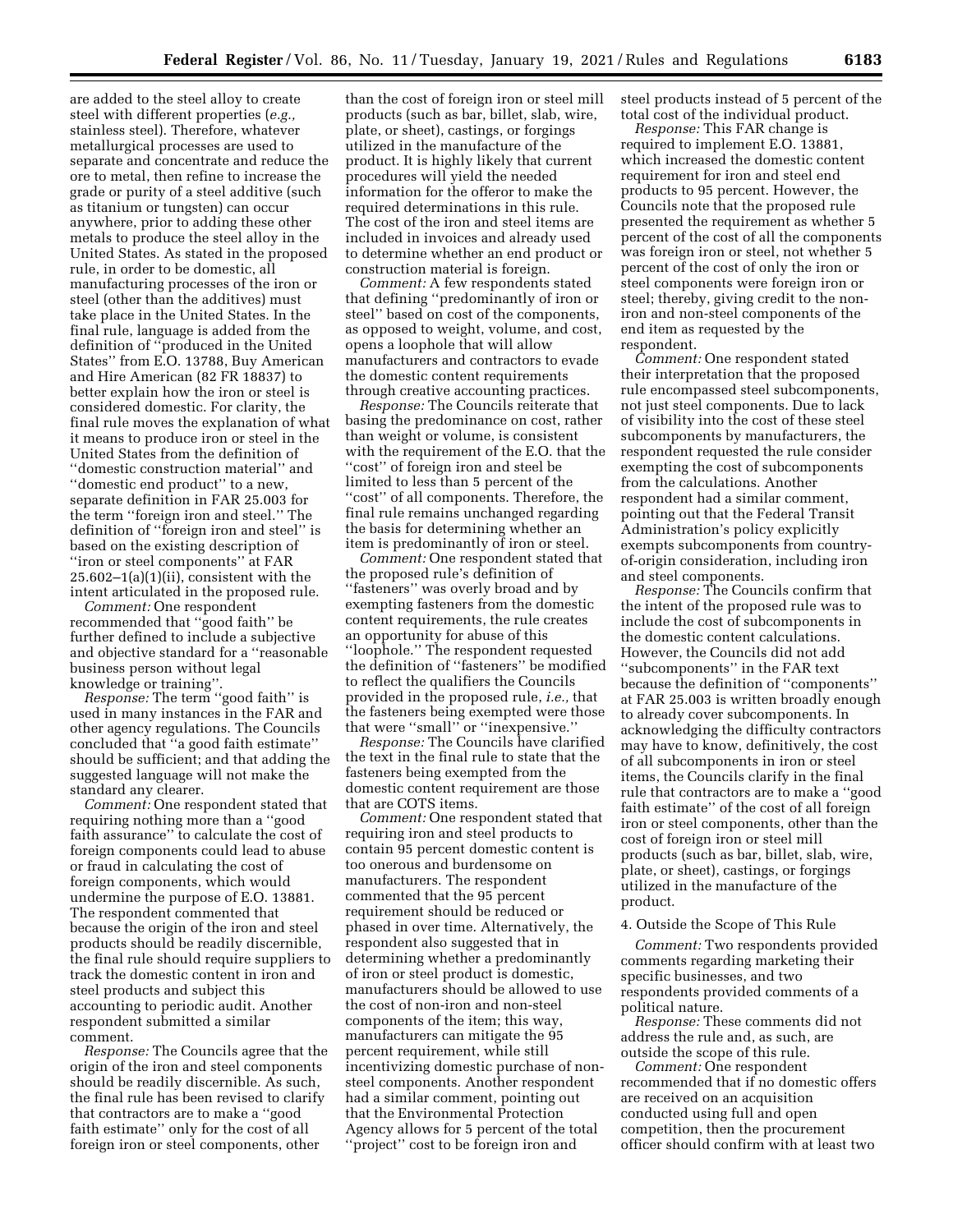are added to the steel alloy to create steel with different properties (*e.g.,* stainless steel). Therefore, whatever metallurgical processes are used to separate and concentrate and reduce the ore to metal, then refine to increase the grade or purity of a steel additive (such as titanium or tungsten) can occur anywhere, prior to adding these other metals to produce the steel alloy in the United States. As stated in the proposed rule, in order to be domestic, all manufacturing processes of the iron or steel (other than the additives) must take place in the United States. In the final rule, language is added from the definition of ''produced in the United States'' from E.O. 13788, Buy American and Hire American (82 FR 18837) to better explain how the iron or steel is considered domestic. For clarity, the final rule moves the explanation of what it means to produce iron or steel in the United States from the definition of ''domestic construction material'' and ''domestic end product'' to a new, separate definition in FAR 25.003 for the term ''foreign iron and steel.'' The definition of ''foreign iron and steel'' is based on the existing description of ''iron or steel components'' at FAR 25.602–1(a)(1)(ii), consistent with the intent articulated in the proposed rule.

*Comment:* One respondent recommended that ''good faith'' be further defined to include a subjective and objective standard for a ''reasonable business person without legal knowledge or training''.

*Response:* The term ''good faith'' is used in many instances in the FAR and other agency regulations. The Councils concluded that ''a good faith estimate'' should be sufficient; and that adding the suggested language will not make the standard any clearer.

*Comment:* One respondent stated that requiring nothing more than a ''good faith assurance'' to calculate the cost of foreign components could lead to abuse or fraud in calculating the cost of foreign components, which would undermine the purpose of E.O. 13881. The respondent commented that because the origin of the iron and steel products should be readily discernible, the final rule should require suppliers to track the domestic content in iron and steel products and subject this accounting to periodic audit. Another respondent submitted a similar comment.

*Response:* The Councils agree that the origin of the iron and steel components should be readily discernible. As such, the final rule has been revised to clarify that contractors are to make a ''good faith estimate'' only for the cost of all foreign iron or steel components, other than the cost of foreign iron or steel mill products (such as bar, billet, slab, wire, plate, or sheet), castings, or forgings utilized in the manufacture of the product. It is highly likely that current procedures will yield the needed information for the offeror to make the required determinations in this rule. The cost of the iron and steel items are included in invoices and already used to determine whether an end product or construction material is foreign.

*Comment:* A few respondents stated that defining ''predominantly of iron or steel'' based on cost of the components, as opposed to weight, volume, and cost, opens a loophole that will allow manufacturers and contractors to evade the domestic content requirements through creative accounting practices.

*Response:* The Councils reiterate that basing the predominance on cost, rather than weight or volume, is consistent with the requirement of the E.O. that the ''cost'' of foreign iron and steel be limited to less than 5 percent of the ''cost'' of all components. Therefore, the final rule remains unchanged regarding the basis for determining whether an item is predominantly of iron or steel.

*Comment:* One respondent stated that the proposed rule's definition of ''fasteners'' was overly broad and by exempting fasteners from the domestic content requirements, the rule creates an opportunity for abuse of this ''loophole.'' The respondent requested the definition of ''fasteners'' be modified to reflect the qualifiers the Councils provided in the proposed rule, *i.e.,* that the fasteners being exempted were those that were ''small'' or ''inexpensive.''

*Response:* The Councils have clarified the text in the final rule to state that the fasteners being exempted from the domestic content requirement are those that are COTS items.

*Comment:* One respondent stated that requiring iron and steel products to contain 95 percent domestic content is too onerous and burdensome on manufacturers. The respondent commented that the 95 percent requirement should be reduced or phased in over time. Alternatively, the respondent also suggested that in determining whether a predominantly of iron or steel product is domestic, manufacturers should be allowed to use the cost of non-iron and non-steel components of the item; this way, manufacturers can mitigate the 95 percent requirement, while still incentivizing domestic purchase of non-steel components. Another respondent had a similar comment, pointing out that the Environmental Protection Agency allows for 5 percent of the total ''project'' cost to be foreign iron and steel products instead of 5 percent of the total cost of the individual product.

*Response:* This FAR change is required to implement E.O. 13881, which increased the domestic content requirement for iron and steel end products to 95 percent. However, the Councils note that the proposed rule presented the requirement as whether 5 percent of the cost of all the components was foreign iron or steel, not whether 5 percent of the cost of only the iron or steel components were foreign iron or steel; thereby, giving credit to the non-iron and non-steel components of the end item as requested by the respondent.

*Comment:* One respondent stated their interpretation that the proposed rule encompassed steel subcomponents, not just steel components. Due to lack of visibility into the cost of these steel subcomponents by manufacturers, the respondent requested the rule consider exempting the cost of subcomponents from the calculations. Another respondent had a similar comment, pointing out that the Federal Transit Administration's policy explicitly exempts subcomponents from country-of-origin consideration, including iron and steel components.

*Response:* The Councils confirm that the intent of the proposed rule was to include the cost of subcomponents in the domestic content calculations. However, the Councils did not add ''subcomponents'' in the FAR text because the definition of ''components'' at FAR 25.003 is written broadly enough to already cover subcomponents. In acknowledging the difficulty contractors may have to know, definitively, the cost of all subcomponents in iron or steel items, the Councils clarify in the final rule that contractors are to make a ''good faith estimate'' of the cost of all foreign iron or steel components, other than the cost of foreign iron or steel mill products (such as bar, billet, slab, wire, plate, or sheet), castings, or forgings utilized in the manufacture of the product.

4. Outside the Scope of This Rule

*Comment:* Two respondents provided comments regarding marketing their specific businesses, and two respondents provided comments of a political nature.

*Response:* These comments did not address the rule and, as such, are outside the scope of this rule.

*Comment:* One respondent recommended that if no domestic offers are received on an acquisition conducted using full and open competition, then the procurement officer should confirm with at least two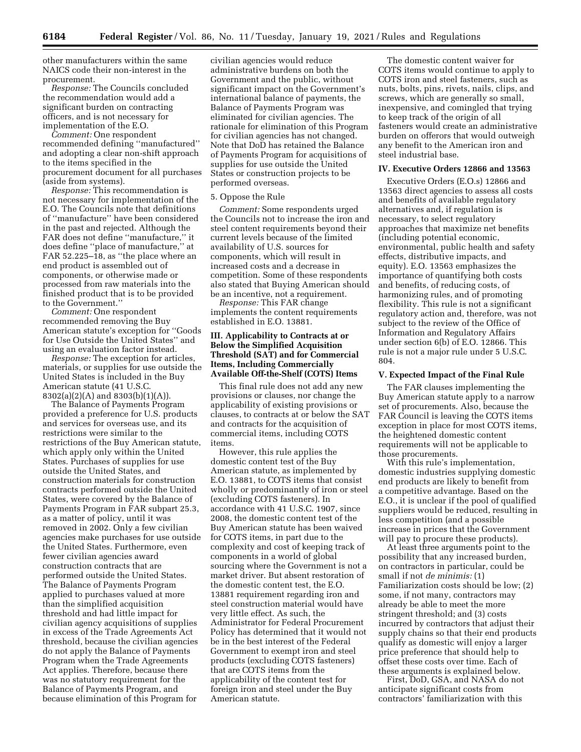other manufacturers within the same NAICS code their non-interest in the procurement.

*Response:* The Councils concluded the recommendation would add a significant burden on contracting officers, and is not necessary for implementation of the E.O.

*Comment:* One respondent recommended defining ''manufactured'' and adopting a clear non-shift approach to the items specified in the procurement document for all purchases (aside from systems).

*Response:* This recommendation is not necessary for implementation of the E.O. The Councils note that definitions of ''manufacture'' have been considered in the past and rejected. Although the FAR does not define ''manufacture,'' it does define ''place of manufacture,'' at FAR 52.225–18, as ''the place where an end product is assembled out of components, or otherwise made or processed from raw materials into the finished product that is to be provided to the Government.''

*Comment:* One respondent recommended removing the Buy American statute's exception for ''Goods for Use Outside the United States'' and using an evaluation factor instead.

*Response:* The exception for articles, materials, or supplies for use outside the United States is included in the Buy American statute (41 U.S.C. 8302(a)(2)(A) and 8303(b)(1)(A)).

The Balance of Payments Program provided a preference for U.S. products and services for overseas use, and its restrictions were similar to the restrictions of the Buy American statute, which apply only within the United States. Purchases of supplies for use outside the United States, and construction materials for construction contracts performed outside the United States, were covered by the Balance of Payments Program in FAR subpart 25.3, as a matter of policy, until it was removed in 2002. Only a few civilian agencies make purchases for use outside the United States. Furthermore, even fewer civilian agencies award construction contracts that are performed outside the United States. The Balance of Payments Program applied to purchases valued at more than the simplified acquisition threshold and had little impact for civilian agency acquisitions of supplies in excess of the Trade Agreements Act threshold, because the civilian agencies do not apply the Balance of Payments Program when the Trade Agreements Act applies. Therefore, because there was no statutory requirement for the Balance of Payments Program, and because elimination of this Program for civilian agencies would reduce administrative burdens on both the Government and the public, without significant impact on the Government's international balance of payments, the Balance of Payments Program was eliminated for civilian agencies. The rationale for elimination of this Program for civilian agencies has not changed. Note that DoD has retained the Balance of Payments Program for acquisitions of supplies for use outside the United States or construction projects to be performed overseas.

5. Oppose the Rule

*Comment:* Some respondents urged the Councils not to increase the iron and steel content requirements beyond their current levels because of the limited availability of U.S. sources for components, which will result in increased costs and a decrease in competition. Some of these respondents also stated that Buying American should be an incentive, not a requirement.

*Response:* This FAR change implements the content requirements established in E.O. 13881.

## III. Applicability to Contracts at or Below the Simplified Acquisition Threshold (SAT) and for Commercial Items, Including Commercially Available Off-the-Shelf (COTS) Items

This final rule does not add any new provisions or clauses, nor change the applicability of existing provisions or clauses, to contracts at or below the SAT and contracts for the acquisition of commercial items, including COTS items.

However, this rule applies the domestic content test of the Buy American statute, as implemented by E.O. 13881, to COTS items that consist wholly or predominantly of iron or steel (excluding COTS fasteners). In accordance with 41 U.S.C. 1907, since 2008, the domestic content test of the Buy American statute has been waived for COTS items, in part due to the complexity and cost of keeping track of components in a world of global sourcing where the Government is not a market driver. But absent restoration of the domestic content test, the E.O. 13881 requirement regarding iron and steel construction material would have very little effect. As such, the Administrator for Federal Procurement Policy has determined that it would not be in the best interest of the Federal Government to exempt iron and steel products (excluding COTS fasteners) that are COTS items from the applicability of the content test for foreign iron and steel under the Buy American statute.

The domestic content waiver for COTS items would continue to apply to COTS iron and steel fasteners, such as nuts, bolts, pins, rivets, nails, clips, and screws, which are generally so small, inexpensive, and comingled that trying to keep track of the origin of all fasteners would create an administrative burden on offerors that would outweigh any benefit to the American iron and steel industrial base.

## IV. Executive Orders 12866 and 13563

Executive Orders (E.O.s) 12866 and 13563 direct agencies to assess all costs and benefits of available regulatory alternatives and, if regulation is necessary, to select regulatory approaches that maximize net benefits (including potential economic, environmental, public health and safety effects, distributive impacts, and equity). E.O. 13563 emphasizes the importance of quantifying both costs and benefits, of reducing costs, of harmonizing rules, and of promoting flexibility. This rule is not a significant regulatory action and, therefore, was not subject to the review of the Office of Information and Regulatory Affairs under section 6(b) of E.O. 12866. This rule is not a major rule under 5 U.S.C. 804.

## V. Expected Impact of the Final Rule

The FAR clauses implementing the Buy American statute apply to a narrow set of procurements. Also, because the FAR Council is leaving the COTS items exception in place for most COTS items, the heightened domestic content requirements will not be applicable to those procurements.

With this rule's implementation, domestic industries supplying domestic end products are likely to benefit from a competitive advantage. Based on the E.O., it is unclear if the pool of qualified suppliers would be reduced, resulting in less competition (and a possible increase in prices that the Government will pay to procure these products).

At least three arguments point to the possibility that any increased burden, on contractors in particular, could be small if not *de minimis:* (1) Familiarization costs should be low; (2) some, if not many, contractors may already be able to meet the more stringent threshold; and (3) costs incurred by contractors that adjust their supply chains so that their end products qualify as domestic will enjoy a larger price preference that should help to offset these costs over time. Each of these arguments is explained below.

First, DoD, GSA, and NASA do not anticipate significant costs from contractors' familiarization with this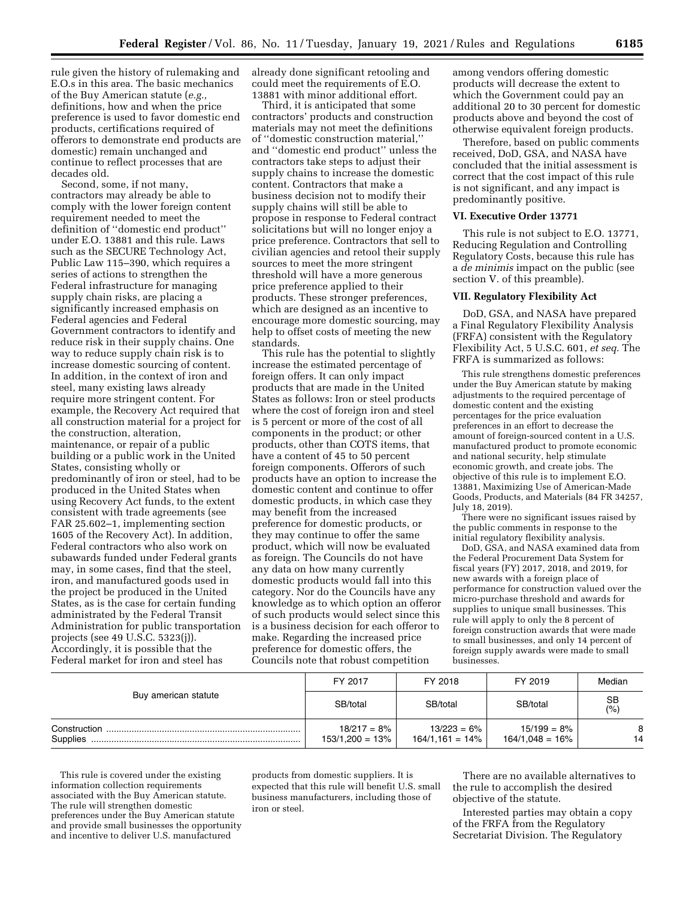rule given the history of rulemaking and E.O.s in this area. The basic mechanics of the Buy American statute (*e.g.,* definitions, how and when the price preference is used to favor domestic end products, certifications required of offerors to demonstrate end products are domestic) remain unchanged and continue to reflect processes that are decades old.

Second, some, if not many, contractors may already be able to comply with the lower foreign content requirement needed to meet the definition of ''domestic end product'' under E.O. 13881 and this rule. Laws such as the SECURE Technology Act, Public Law 115–390, which requires a series of actions to strengthen the Federal infrastructure for managing supply chain risks, are placing a significantly increased emphasis on Federal agencies and Federal Government contractors to identify and reduce risk in their supply chains. One way to reduce supply chain risk is to increase domestic sourcing of content. In addition, in the context of iron and steel, many existing laws already require more stringent content. For example, the Recovery Act required that all construction material for a project for the construction, alteration, maintenance, or repair of a public building or a public work in the United States, consisting wholly or predominantly of iron or steel, had to be produced in the United States when using Recovery Act funds, to the extent consistent with trade agreements (see FAR 25.602–1, implementing section 1605 of the Recovery Act). In addition, Federal contractors who also work on subawards funded under Federal grants may, in some cases, find that the steel, iron, and manufactured goods used in the project be produced in the United States, as is the case for certain funding administrated by the Federal Transit Administration for public transportation projects (see 49 U.S.C. 5323(j)). Accordingly, it is possible that the Federal market for iron and steel has already done significant retooling and could meet the requirements of E.O. 13881 with minor additional effort.

Third, it is anticipated that some contractors' products and construction materials may not meet the definitions of ''domestic construction material,'' and ''domestic end product'' unless the contractors take steps to adjust their supply chains to increase the domestic content. Contractors that make a business decision not to modify their supply chains will still be able to propose in response to Federal contract solicitations but will no longer enjoy a price preference. Contractors that sell to civilian agencies and retool their supply sources to meet the more stringent threshold will have a more generous price preference applied to their products. These stronger preferences, which are designed as an incentive to encourage more domestic sourcing, may help to offset costs of meeting the new standards.

This rule has the potential to slightly increase the estimated percentage of foreign offers. It can only impact products that are made in the United States as follows: Iron or steel products where the cost of foreign iron and steel is 5 percent or more of the cost of all components in the product; or other products, other than COTS items, that have a content of 45 to 50 percent foreign components. Offerors of such products have an option to increase the domestic content and continue to offer domestic products, in which case they may benefit from the increased preference for domestic products, or they may continue to offer the same product, which will now be evaluated as foreign. The Councils do not have any data on how many currently domestic products would fall into this category. Nor do the Councils have any knowledge as to which option an offeror of such products would select since this is a business decision for each offeror to make. Regarding the increased price preference for domestic offers, the Councils note that robust competition among vendors offering domestic products will decrease the extent to which the Government could pay an additional 20 to 30 percent for domestic products above and beyond the cost of otherwise equivalent foreign products.

Therefore, based on public comments received, DoD, GSA, and NASA have concluded that the initial assessment is correct that the cost impact of this rule is not significant, and any impact is predominantly positive.

## VI. Executive Order 13771

This rule is not subject to E.O. 13771, Reducing Regulation and Controlling Regulatory Costs, because this rule has a *de minimis* impact on the public (see section V. of this preamble).

## VII. Regulatory Flexibility Act

DoD, GSA, and NASA have prepared a Final Regulatory Flexibility Analysis (FRFA) consistent with the Regulatory Flexibility Act, 5 U.S.C. 601, *et seq.* The FRFA is summarized as follows:

This rule strengthens domestic preferences under the Buy American statute by making adjustments to the required percentage of domestic content and the existing percentages for the price evaluation preferences in an effort to decrease the amount of foreign-sourced content in a U.S. manufactured product to promote economic and national security, help stimulate economic growth, and create jobs. The objective of this rule is to implement E.O. 13881, Maximizing Use of American-Made Goods, Products, and Materials (84 FR 34257, July 18, 2019).

There were no significant issues raised by the public comments in response to the initial regulatory flexibility analysis.

DoD, GSA, and NASA examined data from the Federal Procurement Data System for fiscal years (FY) 2017, 2018, and 2019, for new awards with a foreign place of performance for construction valued over the micro-purchase threshold and awards for supplies to unique small businesses. This rule will apply to only the 8 percent of foreign construction awards that were made to small businesses, and only 14 percent of foreign supply awards were made to small businesses.

| Buy american statute | FY 2017 | FY 2018 | FY 2019 | Median |
|---|---|---|---|---|
| | SB/total | SB/total | SB/total | SB (%) |
| Construction | 18/217 = 8% | 13/223 = 6% | 15/199 = 8% | 8 |
| Supplies | 153/1,200 = 13% | 164/1,161 = 14% | 164/1,048 = 16% | 14 |

This rule is covered under the existing information collection requirements associated with the Buy American statute. The rule will strengthen domestic preferences under the Buy American statute and provide small businesses the opportunity and incentive to deliver U.S. manufactured products from domestic suppliers. It is expected that this rule will benefit U.S. small business manufacturers, including those of iron or steel.

There are no available alternatives to the rule to accomplish the desired objective of the statute.

Interested parties may obtain a copy of the FRFA from the Regulatory Secretariat Division. The Regulatory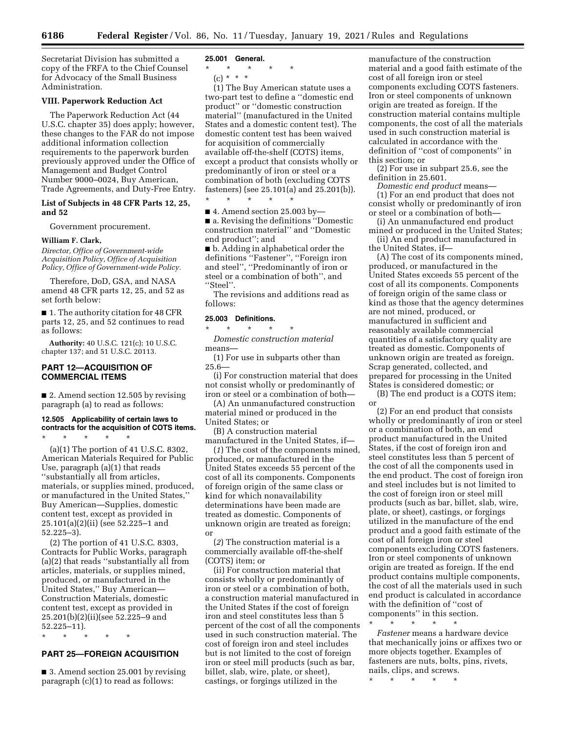Secretariat Division has submitted a copy of the FRFA to the Chief Counsel for Advocacy of the Small Business Administration.

## VIII. Paperwork Reduction Act

The Paperwork Reduction Act (44 U.S.C. chapter 35) does apply; however, these changes to the FAR do not impose additional information collection requirements to the paperwork burden previously approved under the Office of Management and Budget Control Number 9000–0024, Buy American, Trade Agreements, and Duty-Free Entry.

### List of Subjects in 48 CFR Parts 12, 25, and 52

Government procurement.

**William F. Clark,**

*Director, Office of Government-wide Acquisition Policy, Office of Acquisition Policy, Office of Government-wide Policy.*

Therefore, DoD, GSA, and NASA amend 48 CFR parts 12, 25, and 52 as set forth below:

■ 1. The authority citation for 48 CFR parts 12, 25, and 52 continues to read as follows:

**Authority:** 40 U.S.C. 121(c); 10 U.S.C. chapter 137; and 51 U.S.C. 20113.

## PART 12—ACQUISITION OF COMMERCIAL ITEMS

■ 2. Amend section 12.505 by revising paragraph (a) to read as follows:

### 12.505 Applicability of certain laws to contracts for the acquisition of COTS items.

\* \* \* \* \*

(a)(1) The portion of 41 U.S.C. 8302, American Materials Required for Public Use, paragraph (a)(1) that reads "substantially all from articles, materials, or supplies mined, produced, or manufactured in the United States," Buy American—Supplies, domestic content test, except as provided in 25.101(a)(2)(ii) (see 52.225–1 and 52.225–3).

(2) The portion of 41 U.S.C. 8303, Contracts for Public Works, paragraph (a)(2) that reads "substantially all from articles, materials, or supplies mined, produced, or manufactured in the United States," Buy American—Construction Materials, domestic content test, except as provided in 25.201(b)(2)(ii)(see 52.225–9 and 52.225–11).

\* \* \* \* \*

## PART 25—FOREIGN ACQUISITION

■ 3. Amend section 25.001 by revising paragraph (c)(1) to read as follows:

### 25.001 General.

\* \* \* \* \*

(c) \* \* \*

(1) The Buy American statute uses a two-part test to define a "domestic end product" or "domestic construction material" (manufactured in the United States and a domestic content test). The domestic content test has been waived for acquisition of commercially available off-the-shelf (COTS) items, except a product that consists wholly or predominantly of iron or steel or a combination of both (excluding COTS fasteners) (see 25.101(a) and 25.201(b)).

\* \* \* \* \*

■ 4. Amend section 25.003 by—

■ a. Revising the definitions "Domestic construction material" and "Domestic end product"; and

■ b. Adding in alphabetical order the definitions "Fastener", "Foreign iron and steel", "Predominantly of iron or steel or a combination of both", and "Steel".

The revisions and additions read as follows:

### 25.003 Definitions.

\* \* \* \* \*

*Domestic construction material* means—

(1) For use in subparts other than 25.6—

(i) For construction material that does not consist wholly or predominantly of iron or steel or a combination of both—

(A) An unmanufactured construction material mined or produced in the United States; or

(B) A construction material manufactured in the United States, if—

(*1*) The cost of the components mined, produced, or manufactured in the United States exceeds 55 percent of the cost of all its components. Components of foreign origin of the same class or kind for which nonavailability determinations have been made are treated as domestic. Components of unknown origin are treated as foreign; or

(*2*) The construction material is a commercially available off-the-shelf (COTS) item; or

(ii) For construction material that consists wholly or predominantly of iron or steel or a combination of both, a construction material manufactured in the United States if the cost of foreign iron and steel constitutes less than 5 percent of the cost of all the components used in such construction material. The cost of foreign iron and steel includes but is not limited to the cost of foreign iron or steel mill products (such as bar, billet, slab, wire, plate, or sheet), castings, or forgings utilized in the manufacture of the construction material and a good faith estimate of the cost of all foreign iron or steel components excluding COTS fasteners. Iron or steel components of unknown origin are treated as foreign. If the construction material contains multiple components, the cost of all the materials used in such construction material is calculated in accordance with the definition of "cost of components" in this section; or

(2) For use in subpart 25.6, see the definition in 25.601.

*Domestic end product* means—

(1) For an end product that does not consist wholly or predominantly of iron or steel or a combination of both—

(i) An unmanufactured end product mined or produced in the United States;

(ii) An end product manufactured in the United States, if—

(A) The cost of its components mined, produced, or manufactured in the United States exceeds 55 percent of the cost of all its components. Components of foreign origin of the same class or kind as those that the agency determines are not mined, produced, or manufactured in sufficient and reasonably available commercial quantities of a satisfactory quality are treated as domestic. Components of unknown origin are treated as foreign. Scrap generated, collected, and prepared for processing in the United States is considered domestic; or

(B) The end product is a COTS item; or

(2) For an end product that consists wholly or predominantly of iron or steel or a combination of both, an end product manufactured in the United States, if the cost of foreign iron and steel constitutes less than 5 percent of the cost of all the components used in the end product. The cost of foreign iron and steel includes but is not limited to the cost of foreign iron or steel mill products (such as bar, billet, slab, wire, plate, or sheet), castings, or forgings utilized in the manufacture of the end product and a good faith estimate of the cost of all foreign iron or steel components excluding COTS fasteners. Iron or steel components of unknown origin are treated as foreign. If the end product contains multiple components, the cost of all the materials used in such end product is calculated in accordance with the definition of "cost of components" in this section.

\* \* \* \* \*

*Fastener* means a hardware device that mechanically joins or affixes two or more objects together. Examples of fasteners are nuts, bolts, pins, rivets, nails, clips, and screws.

\* \* \* \* \*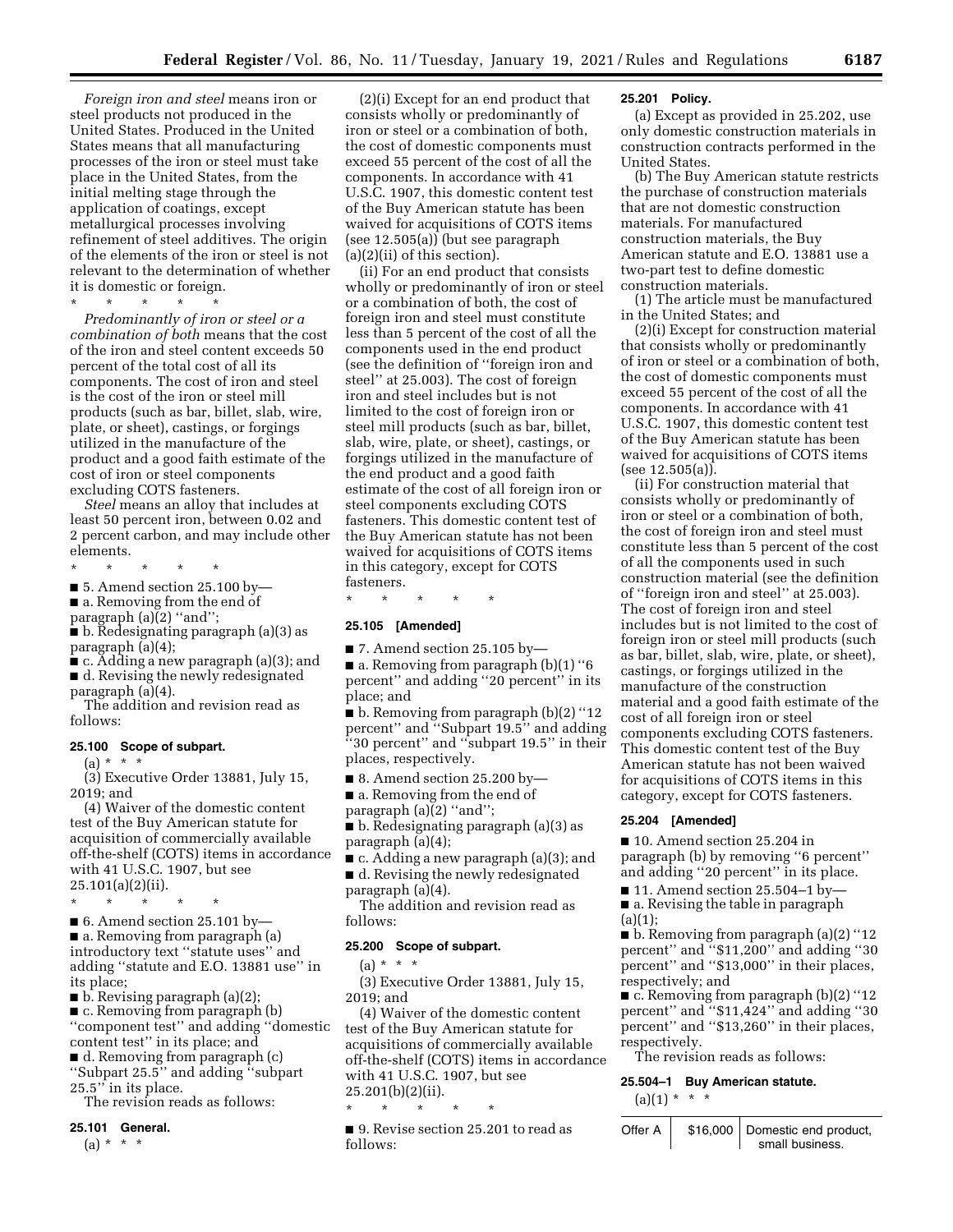*Foreign iron and steel* means iron or steel products not produced in the United States. Produced in the United States means that all manufacturing processes of the iron or steel must take place in the United States, from the initial melting stage through the application of coatings, except metallurgical processes involving refinement of steel additives. The origin of the elements of the iron or steel is not relevant to the determination of whether it is domestic or foreign.

\* \* \* \* \*

*Predominantly of iron or steel or a combination of both* means that the cost of the iron and steel content exceeds 50 percent of the total cost of all its components. The cost of iron and steel is the cost of the iron or steel mill products (such as bar, billet, slab, wire, plate, or sheet), castings, or forgings utilized in the manufacture of the product and a good faith estimate of the cost of iron or steel components excluding COTS fasteners.

*Steel* means an alloy that includes at least 50 percent iron, between 0.02 and 2 percent carbon, and may include other elements.

\* \* \* \* \*

■ 5. Amend section 25.100 by—

■ a. Removing from the end of paragraph (a)(2) "and";

■ b. Redesignating paragraph (a)(3) as paragraph (a)(4);

■ c. Adding a new paragraph (a)(3); and

■ d. Revising the newly redesignated paragraph (a)(4).

The addition and revision read as follows:

**25.100 Scope of subpart.**

(a) \* \* \*

(3) Executive Order 13881, July 15, 2019; and

(4) Waiver of the domestic content test of the Buy American statute for acquisition of commercially available off-the-shelf (COTS) items in accordance with 41 U.S.C. 1907, but see 25.101(a)(2)(ii).

\* \* \* \* \*

■ 6. Amend section 25.101 by—

■ a. Removing from paragraph (a) introductory text "statute uses" and adding "statute and E.O. 13881 use" in its place;

■ b. Revising paragraph (a)(2);

■ c. Removing from paragraph (b) "component test" and adding "domestic content test" in its place; and

■ d. Removing from paragraph (c) "Subpart 25.5" and adding "subpart 25.5" in its place.

The revision reads as follows:

**25.101 General.**

(a) \* \* \*

(2)(i) Except for an end product that consists wholly or predominantly of iron or steel or a combination of both, the cost of domestic components must exceed 55 percent of the cost of all the components. In accordance with 41 U.S.C. 1907, this domestic content test of the Buy American statute has been waived for acquisitions of COTS items (see 12.505(a)) (but see paragraph (a)(2)(ii) of this section).

(ii) For an end product that consists wholly or predominantly of iron or steel or a combination of both, the cost of foreign iron and steel must constitute less than 5 percent of the cost of all the components used in the end product (see the definition of "foreign iron and steel" at 25.003). The cost of foreign iron and steel includes but is not limited to the cost of foreign iron or steel mill products (such as bar, billet, slab, wire, plate, or sheet), castings, or forgings utilized in the manufacture of the end product and a good faith estimate of the cost of all foreign iron or steel components excluding COTS fasteners. This domestic content test of the Buy American statute has not been waived for acquisitions of COTS items in this category, except for COTS fasteners.

\* \* \* \* \*

**25.105 [Amended]**

■ 7. Amend section 25.105 by—

■ a. Removing from paragraph (b)(1) "6 percent" and adding "20 percent" in its place; and

■ b. Removing from paragraph (b)(2) "12 percent" and "Subpart 19.5" and adding "30 percent" and "subpart 19.5" in their places, respectively.

■ 8. Amend section 25.200 by—

■ a. Removing from the end of paragraph (a)(2) "and";

■ b. Redesignating paragraph (a)(3) as paragraph (a)(4);

■ c. Adding a new paragraph (a)(3); and

■ d. Revising the newly redesignated paragraph (a)(4).

The addition and revision read as follows:

**25.200 Scope of subpart.**

(a) \* \* \*

(3) Executive Order 13881, July 15, 2019; and

(4) Waiver of the domestic content test of the Buy American statute for acquisitions of commercially available off-the-shelf (COTS) items in accordance with 41 U.S.C. 1907, but see 25.201(b)(2)(ii).

\* \* \* \* \*

■ 9. Revise section 25.201 to read as follows:

**25.201 Policy.**

(a) Except as provided in 25.202, use only domestic construction materials in construction contracts performed in the United States.

(b) The Buy American statute restricts the purchase of construction materials that are not domestic construction materials. For manufactured construction materials, the Buy American statute and E.O. 13881 use a two-part test to define domestic construction materials.

(1) The article must be manufactured in the United States; and

(2)(i) Except for construction material that consists wholly or predominantly of iron or steel or a combination of both, the cost of domestic components must exceed 55 percent of the cost of all the components. In accordance with 41 U.S.C. 1907, this domestic content test of the Buy American statute has been waived for acquisitions of COTS items (see 12.505(a)).

(ii) For construction material that consists wholly or predominantly of iron or steel or a combination of both, the cost of foreign iron and steel must constitute less than 5 percent of the cost of all the components used in such construction material (see the definition of "foreign iron and steel" at 25.003). The cost of foreign iron and steel includes but is not limited to the cost of foreign iron or steel mill products (such as bar, billet, slab, wire, plate, or sheet), castings, or forgings utilized in the manufacture of the construction material and a good faith estimate of the cost of all foreign iron or steel components excluding COTS fasteners. This domestic content test of the Buy American statute has not been waived for acquisitions of COTS items in this category, except for COTS fasteners.

**25.204 [Amended]**

■ 10. Amend section 25.204 in paragraph (b) by removing "6 percent" and adding "20 percent" in its place.

■ 11. Amend section 25.504–1 by—

■ a. Revising the table in paragraph (a)(1);

■ b. Removing from paragraph (a)(2) "12 percent" and "$11,200" and adding "30 percent" and "$13,000" in their places, respectively; and

■ c. Removing from paragraph (b)(2) "12 percent" and "$11,424" and adding "30 percent" and "$13,260" in their places, respectively.

The revision reads as follows:

**25.504–1 Buy American statute.**

(a)(1) \* \* \*

| | | |
|---|---|---|
| Offer A | $16,000 | Domestic end product, small business. |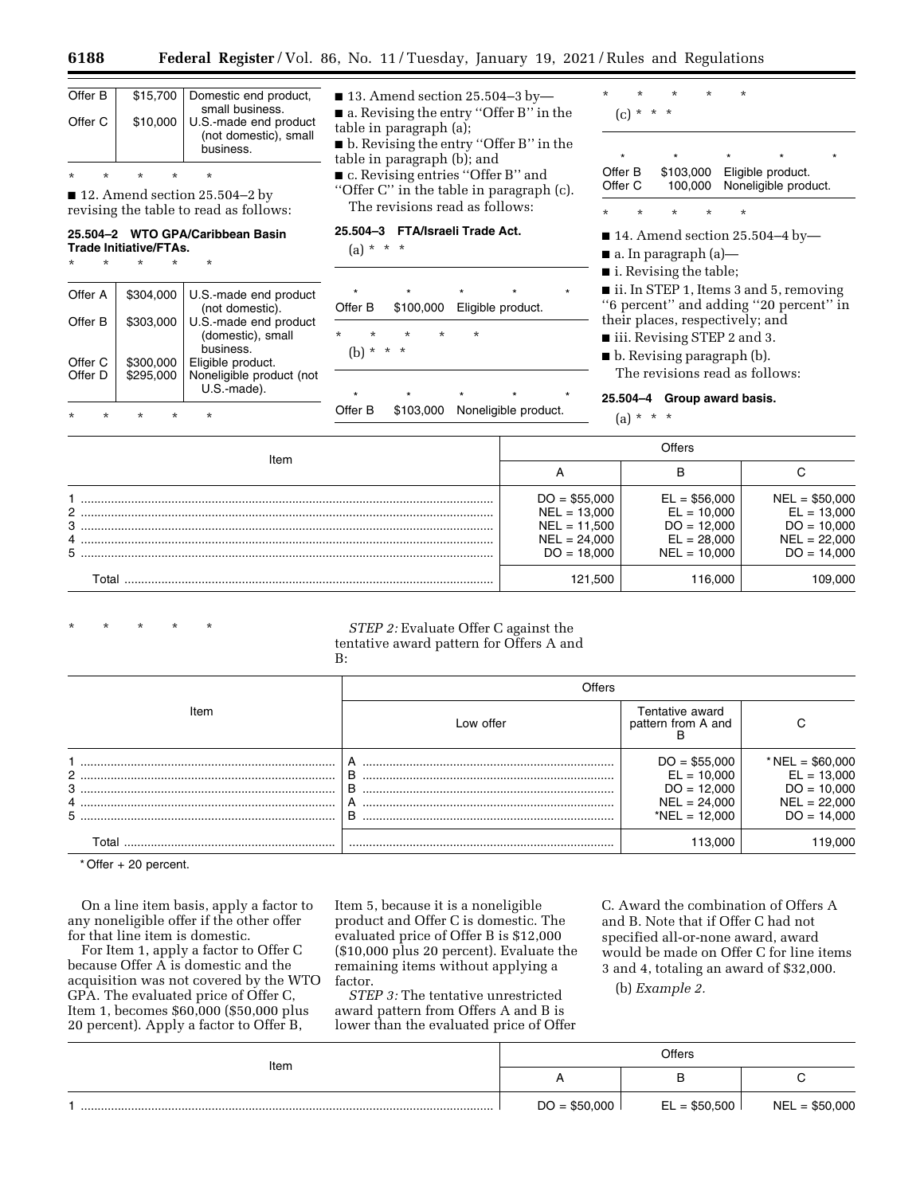| | | |
|---|---|---|
| Offer B | $15,700 | Domestic end product, small business. |
| Offer C | $10,000 | U.S.-made end product (not domestic), small business. |

\* \* \* \* \*

■ 12. Amend section 25.504–2 by revising the table to read as follows:

**25.504–2 WTO GPA/Caribbean Basin Trade Initiative/FTAs.**

\* \* \* \* \*

| | | |
|---|---|---|
| Offer A | $304,000 | U.S.-made end product (not domestic). |
| Offer B | $303,000 | U.S.-made end product (domestic), small business. |
| Offer C | $300,000 | Eligible product. |
| Offer D | $295,000 | Nonelighible product (not U.S.-made). |

\* \* \* \* \*

■ 13. Amend section 25.504–3 by—

■ a. Revising the entry "Offer B" in the table in paragraph (a);

■ b. Revising the entry "Offer B" in the table in paragraph (b); and

■ c. Revising entries "Offer B" and "Offer C" in the table in paragraph (c).

The revisions read as follows:

**25.504–3 FTA/Israeli Trade Act.**

(a) \* \* \*

| | | |
|---|---|---|
| \* | \* | \* \* \* |
| Offer B | $100,000 | Eligible product. |

\* \* \* \* \*

(b) \* \* \*

| | | |
|---|---|---|
| \* | \* | \* \* \* |
| Offer B | $103,000 | Noneligible product. |

\* \* \* \* \*

(c) \* \* \*

| | | |
|---|---|---|
| \* | \* | \* \* \* |
| Offer B | $103,000 | Eligible product. |
| Offer C | 100,000 | Noneligible product. |

\* \* \* \* \*

■ 14. Amend section 25.504–4 by—

■ a. In paragraph (a)—

■ i. Revising the table;

■ ii. In STEP 1, Items 3 and 5, removing "6 percent" and adding "20 percent" in their places, respectively; and

■ iii. Revising STEP 2 and 3.

■ b. Revising paragraph (b).

The revisions read as follows:

**25.504–4 Group award basis.**

(a) \* \* \*

| Item | Offers | | |
|---|---|---|---|
| | A | B | C |
| 1 | DO = $55,000 | EL = $56,000 | NEL = $50,000 |
| 2 | NEL = 13,000 | EL = 10,000 | EL = 13,000 |
| 3 | NEL = 11,500 | DO = 12,000 | DO = 10,000 |
| 4 | NEL = 24,000 | EL = 28,000 | NEL = 22,000 |
| 5 | DO = 18,000 | NEL = 10,000 | DO = 14,000 |
| Total | 121,500 | 116,000 | 109,000 |

\* \* \* \* \*

*STEP 2:* Evaluate Offer C against the tentative award pattern for Offers A and B:

| Item | Offers | | |
|---|---|---|---|
| | Low offer | Tentative award pattern from A and B | C |
| 1 | A | DO = $55,000 | \*NEL = $60,000 |
| 2 | B | EL = 10,000 | EL = 13,000 |
| 3 | B | DO = 12,000 | DO = 10,000 |
| 4 | A | NEL = 24,000 | NEL = 22,000 |
| 5 | B | \*NEL = 12,000 | DO = 14,000 |
| Total | | 113,000 | 119,000 |

\* Offer + 20 percent.

On a line item basis, apply a factor to any noneligible offer if the other offer for that line item is domestic.

For Item 1, apply a factor to Offer C because Offer A is domestic and the acquisition was not covered by the WTO GPA. The evaluated price of Offer C, Item 1, becomes $60,000 ($50,000 plus 20 percent). Apply a factor to Offer B, Item 5, because it is a noneligible product and Offer C is domestic. The evaluated price of Offer B is $12,000 ($10,000 plus 20 percent). Evaluate the remaining items without applying a factor.

*STEP 3:* The tentative unrestricted award pattern from Offers A and B is lower than the evaluated price of Offer C. Award the combination of Offers A and B. Note that if Offer C had not specified all-or-none award, award would be made on Offer C for line items 3 and 4, totaling an award of $32,000.

(b) *Example 2.*

| Item | Offers | | |
|---|---|---|---|
| | A | B | C |
| 1 | DO = $50,000 | EL = $50,500 | NEL = $50,000 |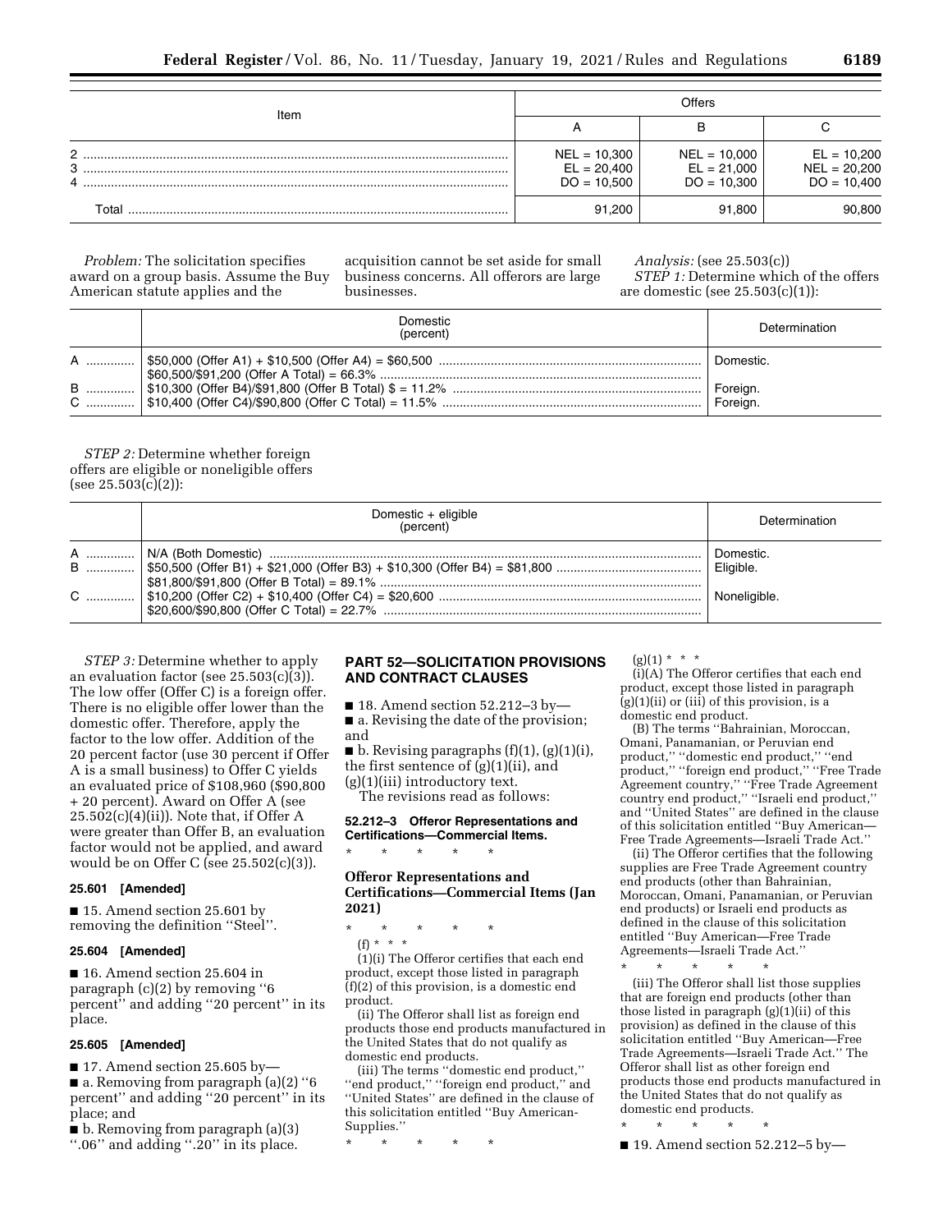| Item | Offers | | |
|---|---|---|---|
| | A | B | C |
| 2 | NEL = 10,300 | NEL = 10,000 | EL = 10,200 |
| 3 | EL = 20,400 | EL = 21,000 | NEL = 20,200 |
| 4 | DO = 10,500 | DO = 10,300 | DO = 10,400 |
| Total | 91,200 | 91,800 | 90,800 |

*Problem:* The solicitation specifies award on a group basis. Assume the Buy American statute applies and the acquisition cannot be set aside for small business concerns. All offerors are large businesses.

*Analysis:* (see 25.503(c))

*STEP 1:* Determine which of the offers are domestic (see 25.503(c)(1)):

| | Domestic (percent) | Determination |
|---|---|---|
| A | $50,000 (Offer A1) + $10,500 (Offer A4) = $60,500<br>$60,500/$91,200 (Offer A Total) = 66.3% | Domestic. |
| B | $10,300 (Offer B4)/$91,800 (Offer B Total) $ = 11.2% | Foreign. |
| C | $10,400 (Offer C4)/$90,800 (Offer C Total) = 11.5% | Foreign. |

*STEP 2:* Determine whether foreign offers are eligible or noneligible offers (see 25.503(c)(2)):

| | Domestic + eligible (percent) | Determination |
|---|---|---|
| A | N/A (Both Domestic) | Domestic. |
| B | $50,500 (Offer B1) + $21,000 (Offer B3) + $10,300 (Offer B4) = $81,800<br>$81,800/$91,800 (Offer B Total) = 89.1% | Eligible. |
| C | $10,200 (Offer C2) + $10,400 (Offer C4) = $20,600<br>$20,600/$90,800 (Offer C Total) = 22.7% | Noneligible. |

*STEP 3:* Determine whether to apply an evaluation factor (see 25.503(c)(3)). The low offer (Offer C) is a foreign offer. There is no eligible offer lower than the domestic offer. Therefore, apply the factor to the low offer. Addition of the 20 percent factor (use 30 percent if Offer A is a small business) to Offer C yields an evaluated price of $108,960 ($90,800 + 20 percent). Award on Offer A (see 25.502(c)(4)(ii)). Note that, if Offer A were greater than Offer B, an evaluation factor would not be applied, and award would be on Offer C (see 25.502(c)(3)).

**25.601 [Amended]**

■ 15. Amend section 25.601 by removing the definition ''Steel''.

**25.604 [Amended]**

■ 16. Amend section 25.604 in paragraph (c)(2) by removing ''6 percent'' and adding ''20 percent'' in its place.

**25.605 [Amended]**

■ 17. Amend section 25.605 by—

■ a. Removing from paragraph (a)(2) ''6 percent'' and adding ''20 percent'' in its place; and

■ b. Removing from paragraph (a)(3) ''.06'' and adding ''.20'' in its place.

## PART 52—SOLICITATION PROVISIONS AND CONTRACT CLAUSES

■ 18. Amend section 52.212–3 by—

■ a. Revising the date of the provision; and

■ b. Revising paragraphs (f)(1), (g)(1)(i), the first sentence of (g)(1)(ii), and (g)(1)(iii) introductory text.

The revisions read as follows:

**52.212–3 Offeror Representations and Certifications—Commercial Items.**

\* \* \* \* \*

**Offeror Representations and Certifications—Commercial Items (Jan 2021)**

\* \* \* \* \*

(f) \* \* \*

(1)(i) The Offeror certifies that each end product, except those listed in paragraph (f)(2) of this provision, is a domestic end product.

(ii) The Offeror shall list as foreign end products those end products manufactured in the United States that do not qualify as domestic end products.

(iii) The terms ''domestic end product,'' ''end product,'' ''foreign end product,'' and ''United States'' are defined in the clause of this solicitation entitled ''Buy American-Supplies.''

\* \* \* \* \*

(g)(1) \* \* \*

(i)(A) The Offeror certifies that each end product, except those listed in paragraph (g)(1)(ii) or (iii) of this provision, is a domestic end product.

(B) The terms ''Bahrainian, Moroccan, Omani, Panamanian, or Peruvian end product,'' ''domestic end product,'' ''end product,'' ''foreign end product,'' ''Free Trade Agreement country,'' ''Free Trade Agreement country end product,'' ''Israeli end product,'' and ''United States'' are defined in the clause of this solicitation entitled ''Buy American—Free Trade Agreements—Israeli Trade Act.''

(ii) The Offeror certifies that the following supplies are Free Trade Agreement country end products (other than Bahrainian, Moroccan, Omani, Panamanian, or Peruvian end products) or Israeli end products as defined in the clause of this solicitation entitled ''Buy American—Free Trade Agreements—Israeli Trade Act.''

\* \* \* \* \*

(iii) The Offeror shall list those supplies that are foreign end products (other than those listed in paragraph (g)(1)(ii) of this provision) as defined in the clause of this solicitation entitled ''Buy American—Free Trade Agreements—Israeli Trade Act.'' The Offeror shall list as other foreign end products those end products manufactured in the United States that do not qualify as domestic end products.

\* \* \* \* \*

■ 19. Amend section 52.212–5 by—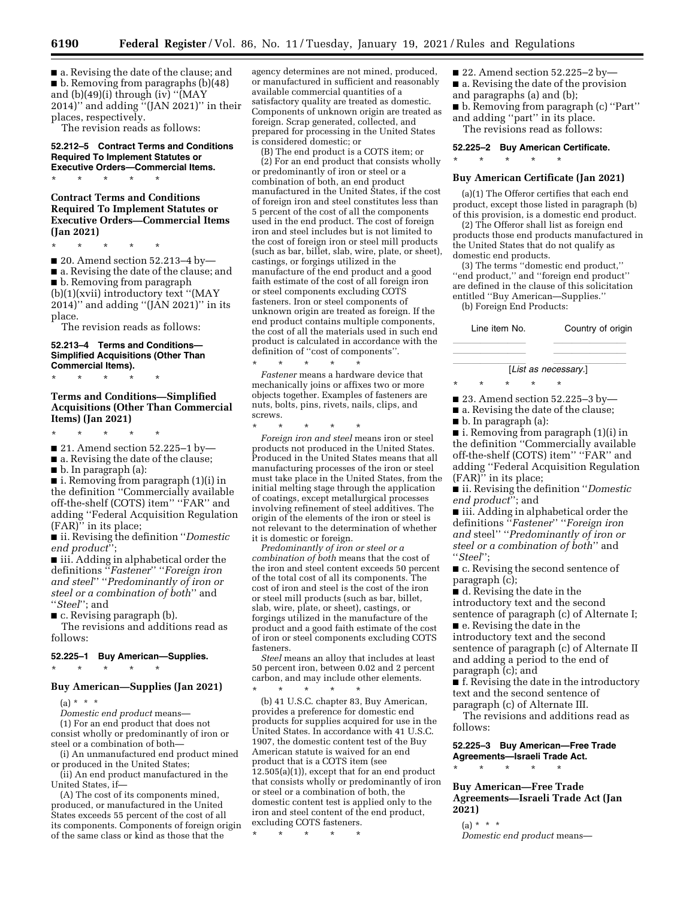■ a. Revising the date of the clause; and

■ b. Removing from paragraphs (b)(48) and (b)(49)(i) through (iv) ''(MAY 2014)'' and adding ''(JAN 2021)'' in their places, respectively.

The revision reads as follows:

**52.212–5 Contract Terms and Conditions Required To Implement Statutes or Executive Orders—Commercial Items.**

\* \* \* \* \*

**Contract Terms and Conditions Required To Implement Statutes or Executive Orders—Commercial Items (Jan 2021)**

\* \* \* \* \*

■ 20. Amend section 52.213–4 by—

■ a. Revising the date of the clause; and

■ b. Removing from paragraph (b)(1)(xvii) introductory text ''(MAY 2014)'' and adding ''(JAN 2021)'' in its place.

The revision reads as follows:

**52.213–4 Terms and Conditions—Simplified Acquisitions (Other Than Commercial Items).**

\* \* \* \* \*

**Terms and Conditions—Simplified Acquisitions (Other Than Commercial Items) (Jan 2021)**

\* \* \* \* \*

■ 21. Amend section 52.225–1 by—

■ a. Revising the date of the clause;

■ b. In paragraph (a):

■ i. Removing from paragraph (1)(i) in the definition ''Commercially available off-the-shelf (COTS) item'' ''FAR'' and adding ''Federal Acquisition Regulation (FAR)'' in its place;

■ ii. Revising the definition ''*Domestic end product*'';

■ iii. Adding in alphabetical order the definitions ''*Fastener*'' ''*Foreign iron and steel*'' ''*Predominantly of iron or steel or a combination of both*'' and ''*Steel*''; and

■ c. Revising paragraph (b).

The revisions and additions read as follows:

**52.225–1 Buy American—Supplies.**

\* \* \* \* \*

**Buy American—Supplies (Jan 2021)**

(a) \* \* \*

*Domestic end product* means—

(1) For an end product that does not consist wholly or predominantly of iron or steel or a combination of both—

(i) An unmanufactured end product mined or produced in the United States;

(ii) An end product manufactured in the United States, if—

(A) The cost of its components mined, produced, or manufactured in the United States exceeds 55 percent of the cost of all its components. Components of foreign origin of the same class or kind as those that the agency determines are not mined, produced, or manufactured in sufficient and reasonably available commercial quantities of a satisfactory quality are treated as domestic. Components of unknown origin are treated as foreign. Scrap generated, collected, and prepared for processing in the United States is considered domestic; or

(B) The end product is a COTS item; or

(2) For an end product that consists wholly or predominantly of iron or steel or a combination of both, an end product manufactured in the United States, if the cost of foreign iron and steel constitutes less than 5 percent of the cost of all the components used in the end product. The cost of foreign iron and steel includes but is not limited to the cost of foreign iron or steel mill products (such as bar, billet, slab, wire, plate, or sheet), castings, or forgings utilized in the manufacture of the end product and a good faith estimate of the cost of all foreign iron or steel components excluding COTS fasteners. Iron or steel components of unknown origin are treated as foreign. If the end product contains multiple components, the cost of all the materials used in such end product is calculated in accordance with the definition of ''cost of components''.

\* \* \* \* \*

*Fastener* means a hardware device that mechanically joins or affixes two or more objects together. Examples of fasteners are nuts, bolts, pins, rivets, nails, clips, and screws.

\* \* \* \* \*

*Foreign iron and steel* means iron or steel products not produced in the United States. Produced in the United States means that all manufacturing processes of the iron or steel must take place in the United States, from the initial melting stage through the application of coatings, except metallurgical processes involving refinement of steel additives. The origin of the elements of the iron or steel is not relevant to the determination of whether it is domestic or foreign.

*Predominantly of iron or steel or a combination of both* means that the cost of the iron and steel content exceeds 50 percent of the total cost of all its components. The cost of iron and steel is the cost of the iron or steel mill products (such as bar, billet, slab, wire, plate, or sheet), castings, or forgings utilized in the manufacture of the product and a good faith estimate of the cost of iron or steel components excluding COTS fasteners.

*Steel* means an alloy that includes at least 50 percent iron, between 0.02 and 2 percent carbon, and may include other elements.

\* \* \* \* \*

(b) 41 U.S.C. chapter 83, Buy American, provides a preference for domestic end products for supplies acquired for use in the United States. In accordance with 41 U.S.C. 1907, the domestic content test of the Buy American statute is waived for an end product that is a COTS item (see 12.505(a)(1)), except that for an end product that consists wholly or predominantly of iron or steel or a combination of both, the domestic content test is applied only to the iron and steel content of the end product, excluding COTS fasteners.

\* \* \* \* \*

■ 22. Amend section 52.225–2 by—

■ a. Revising the date of the provision and paragraphs (a) and (b);

■ b. Removing from paragraph (c) ''Part'' and adding ''part'' in its place.

The revisions read as follows:

**52.225–2 Buy American Certificate.**

\* \* \* \* \*

**Buy American Certificate (Jan 2021)**

(a)(1) The Offeror certifies that each end product, except those listed in paragraph (b) of this provision, is a domestic end product.

(2) The Offeror shall list as foreign end products those end products manufactured in the United States that do not qualify as domestic end products.

(3) The terms ''domestic end product,'' ''end product,'' and ''foreign end product'' are defined in the clause of this solicitation entitled ''Buy American—Supplies.''

(b) Foreign End Products:

| Line item No. | Country of origin |
| --- | --- |
| | |
| | |

[*List as necessary.*]

\* \* \* \* \*

■ 23. Amend section 52.225–3 by—

■ a. Revising the date of the clause;

■ b. In paragraph (a):

■ i. Removing from paragraph (1)(i) in the definition ''Commercially available off-the-shelf (COTS) item'' ''FAR'' and adding ''Federal Acquisition Regulation (FAR)'' in its place;

■ ii. Revising the definition ''*Domestic end product*''; and

■ iii. Adding in alphabetical order the definitions ''*Fastener*'' ''*Foreign iron and steel*'' ''*Predominantly of iron or steel or a combination of both*'' and ''*Steel*'';

■ c. Revising the second sentence of paragraph (c);

■ d. Revising the date in the introductory text and the second sentence of paragraph (c) of Alternate I;

■ e. Revising the date in the introductory text and the second sentence of paragraph (c) of Alternate II and adding a period to the end of paragraph (c); and

■ f. Revising the date in the introductory text and the second sentence of paragraph (c) of Alternate III.

The revisions and additions read as follows:

**52.225–3 Buy American—Free Trade Agreements—Israeli Trade Act.**

\* \* \* \* \*

**Buy American—Free Trade Agreements—Israeli Trade Act (Jan 2021)**

(a) \* \* \*

*Domestic end product* means—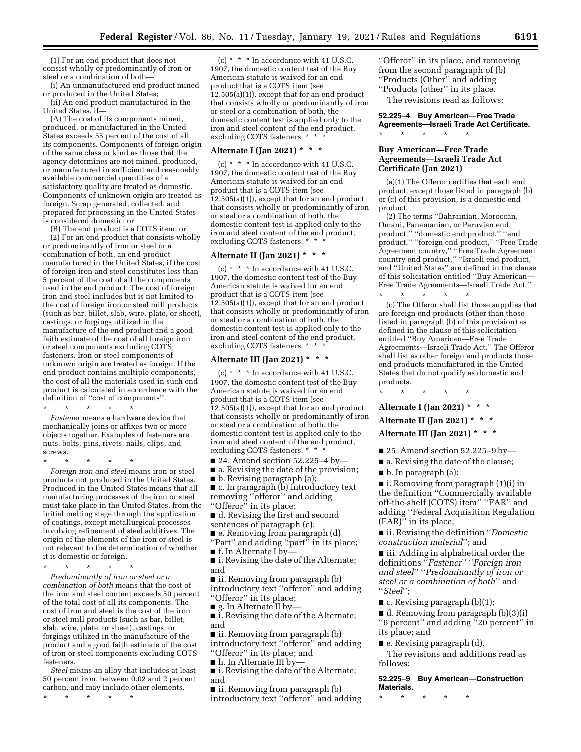(1) For an end product that does not consist wholly or predominantly of iron or steel or a combination of both—

(i) An unmanufactured end product mined or produced in the United States;

(ii) An end product manufactured in the United States, if—

(A) The cost of its components mined, produced, or manufactured in the United States exceeds 55 percent of the cost of all its components. Components of foreign origin of the same class or kind as those that the agency determines are not mined, produced, or manufactured in sufficient and reasonably available commercial quantities of a satisfactory quality are treated as domestic. Components of unknown origin are treated as foreign. Scrap generated, collected, and prepared for processing in the United States is considered domestic; or

(B) The end product is a COTS item; or

(2) For an end product that consists wholly or predominantly of iron or steel or a combination of both, an end product manufactured in the United States, if the cost of foreign iron and steel constitutes less than 5 percent of the cost of all the components used in the end product. The cost of foreign iron and steel includes but is not limited to the cost of foreign iron or steel mill products (such as bar, billet, slab, wire, plate, or sheet), castings, or forgings utilized in the manufacture of the end product and a good faith estimate of the cost of all foreign iron or steel components excluding COTS fasteners. Iron or steel components of unknown origin are treated as foreign. If the end product contains multiple components, the cost of all the materials used in such end product is calculated in accordance with the definition of ''cost of components''.

\* \* \* \* \*

*Fastener* means a hardware device that mechanically joins or affixes two or more objects together. Examples of fasteners are nuts, bolts, pins, rivets, nails, clips, and screws.

\* \* \* \* \*

*Foreign iron and steel* means iron or steel products not produced in the United States. Produced in the United States means that all manufacturing processes of the iron or steel must take place in the United States, from the initial melting stage through the application of coatings, except metallurgical processes involving refinement of steel additives. The origin of the elements of the iron or steel is not relevant to the determination of whether it is domestic or foreign.

\* \* \* \* \*

*Predominantly of iron or steel or a combination of both* means that the cost of the iron and steel content exceeds 50 percent of the total cost of all its components. The cost of iron and steel is the cost of the iron or steel mill products (such as bar, billet, slab, wire, plate, or sheet), castings, or forgings utilized in the manufacture of the product and a good faith estimate of the cost of iron or steel components excluding COTS fasteners.

*Steel* means an alloy that includes at least 50 percent iron, between 0.02 and 2 percent carbon, and may include other elements.

\* \* \* \* \*

(c) \* \* \* In accordance with 41 U.S.C. 1907, the domestic content test of the Buy American statute is waived for an end product that is a COTS item (see 12.505(a)(1)), except that for an end product that consists wholly or predominantly of iron or steel or a combination of both, the domestic content test is applied only to the iron and steel content of the end product, excluding COTS fasteners. \* \* \*

**Alternate I (Jan 2021) \* \* \***

(c) \* \* \* In accordance with 41 U.S.C. 1907, the domestic content test of the Buy American statute is waived for an end product that is a COTS item (see 12.505(a)(1)), except that for an end product that consists wholly or predominantly of iron or steel or a combination of both, the domestic content test is applied only to the iron and steel content of the end product, excluding COTS fasteners. \* \* \*

**Alternate II (Jan 2021) \* \* \***

(c) \* \* \* In accordance with 41 U.S.C. 1907, the domestic content test of the Buy American statute is waived for an end product that is a COTS item (see 12.505(a)(1)), except that for an end product that consists wholly or predominantly of iron or steel or a combination of both, the domestic content test is applied only to the iron and steel content of the end product, excluding COTS fasteners. \* \* \*

**Alternate III (Jan 2021) \* \* \***

(c) \* \* \* In accordance with 41 U.S.C. 1907, the domestic content test of the Buy American statute is waived for an end product that is a COTS item (see 12.505(a)(1)), except that for an end product that consists wholly or predominantly of iron or steel or a combination of both, the domestic content test is applied only to the iron and steel content of the end product, excluding COTS fasteners. \* \* \*

■ 24. Amend section 52.225–4 by—

■ a. Revising the date of the provision;

■ b. Revising paragraph (a);

■ c. In paragraph (b) introductory text removing ''offeror'' and adding ''Offeror'' in its place;

■ d. Revising the first and second sentences of paragraph (c);

■ e. Removing from paragraph (d) ''Part'' and adding ''part'' in its place;

■ f. In Alternate I by—

■ i. Revising the date of the Alternate; and

■ ii. Removing from paragraph (b) introductory text ''offeror'' and adding ''Offeror'' in its place;

■ g. In Alternate II by—

■ i. Revising the date of the Alternate; and

■ ii. Removing from paragraph (b) introductory text ''offeror'' and adding ''Offeror'' in its place; and

■ h. In Alternate III by—

■ i. Revising the date of the Alternate; and

■ ii. Removing from paragraph (b) introductory text ''offeror'' and adding ''Offeror'' in its place, and removing from the second paragraph of (b) ''Products (Other'' and adding ''Products (other'' in its place.

The revisions read as follows:

**52.225–4 Buy American—Free Trade Agreements—Israeli Trade Act Certificate.**

\* \* \* \* \*

### Buy American—Free Trade Agreements—Israeli Trade Act Certificate (Jan 2021)

(a)(1) The Offeror certifies that each end product, except those listed in paragraph (b) or (c) of this provision, is a domestic end product.

(2) The terms ''Bahrainian, Moroccan, Omani, Panamanian, or Peruvian end product,'' ''domestic end product,'' ''end product,'' ''foreign end product,'' ''Free Trade Agreement country,'' ''Free Trade Agreement country end product,'' ''Israeli end product,'' and ''United States'' are defined in the clause of this solicitation entitled ''Buy American—Free Trade Agreements—Israeli Trade Act.''

\* \* \* \* \*

(c) The Offeror shall list those supplies that are foreign end products (other than those listed in paragraph (b) of this provision) as defined in the clause of this solicitation entitled ''Buy American—Free Trade Agreements—Israeli Trade Act.'' The Offeror shall list as other foreign end products those end products manufactured in the United States that do not qualify as domestic end products.

\* \* \* \* \*

**Alternate I (Jan 2021) \* \* \***

**Alternate II (Jan 2021) \* \* \***

**Alternate III (Jan 2021) \* \* \***

■ 25. Amend section 52.225–9 by—

■ a. Revising the date of the clause;

■ b. In paragraph (a):

■ i. Removing from paragraph (1)(i) in the definition ''Commercially available off-the-shelf (COTS) item'' ''FAR'' and adding ''Federal Acquisition Regulation (FAR)'' in its place;

■ ii. Revising the definition ''*Domestic construction material*''; and

■ iii. Adding in alphabetical order the definitions ''*Fastener*'' ''*Foreign iron and steel*'' ''*Predominantly of iron or steel or a combination of both*'' and ''*Steel*'';

■ c. Revising paragraph (b)(1);

■ d. Removing from paragraph (b)(3)(i) ''6 percent'' and adding ''20 percent'' in its place; and

■ e. Revising paragraph (d).

The revisions and additions read as follows:

**52.225–9 Buy American—Construction Materials.**

\* \* \* \* \*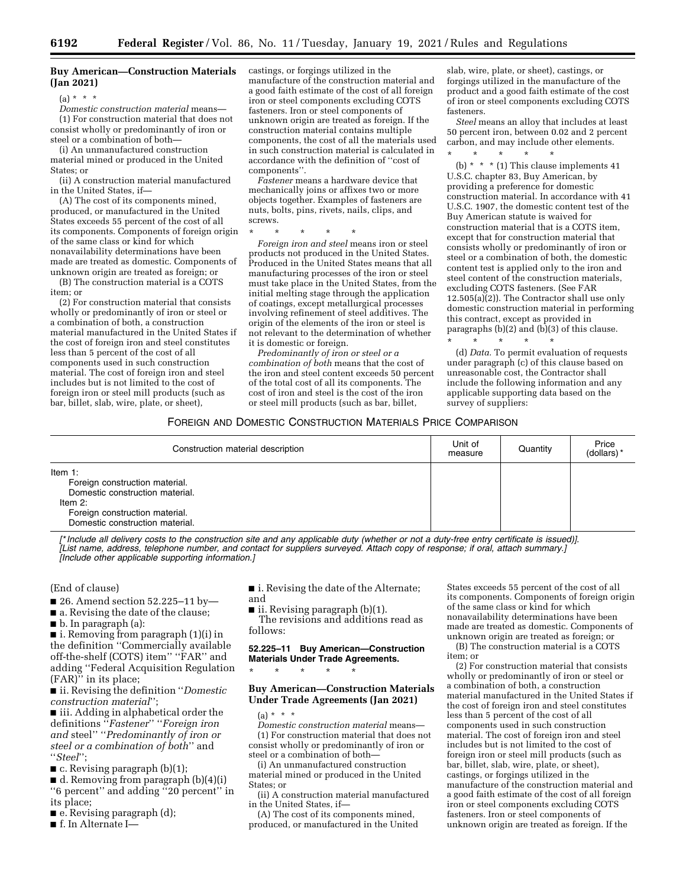**Buy American—Construction Materials (Jan 2021)**

(a) * * *

*Domestic construction material* means—

(1) For construction material that does not consist wholly or predominantly of iron or steel or a combination of both—

(i) An unmanufactured construction material mined or produced in the United States; or

(ii) A construction material manufactured in the United States, if—

(A) The cost of its components mined, produced, or manufactured in the United States exceeds 55 percent of the cost of all its components. Components of foreign origin of the same class or kind for which nonavailability determinations have been made are treated as domestic. Components of unknown origin are treated as foreign; or

(B) The construction material is a COTS item; or

(2) For construction material that consists wholly or predominantly of iron or steel or a combination of both, a construction material manufactured in the United States if the cost of foreign iron and steel constitutes less than 5 percent of the cost of all components used in such construction material. The cost of foreign iron and steel includes but is not limited to the cost of foreign iron or steel mill products (such as bar, billet, slab, wire, plate, or sheet), castings, or forgings utilized in the manufacture of the construction material and a good faith estimate of the cost of all foreign iron or steel components excluding COTS fasteners. Iron or steel components of unknown origin are treated as foreign. If the construction material contains multiple components, the cost of all the materials used in such construction material is calculated in accordance with the definition of ''cost of components''.

*Fastener* means a hardware device that mechanically joins or affixes two or more objects together. Examples of fasteners are nuts, bolts, pins, rivets, nails, clips, and screws.

\* \* \* \* \*

*Foreign iron and steel* means iron or steel products not produced in the United States. Produced in the United States means that all manufacturing processes of the iron or steel must take place in the United States, from the initial melting stage through the application of coatings, except metallurgical processes involving refinement of steel additives. The origin of the elements of the iron or steel is not relevant to the determination of whether it is domestic or foreign.

*Predominantly of iron or steel or a combination of both* means that the cost of the iron and steel content exceeds 50 percent of the total cost of all its components. The cost of iron and steel is the cost of the iron or steel mill products (such as bar, billet, slab, wire, plate, or sheet), castings, or forgings utilized in the manufacture of the product and a good faith estimate of the cost of iron or steel components excluding COTS fasteners.

*Steel* means an alloy that includes at least 50 percent iron, between 0.02 and 2 percent carbon, and may include other elements.

\* \* \* \* \*

(b) * * * (1) This clause implements 41 U.S.C. chapter 83, Buy American, by providing a preference for domestic construction material. In accordance with 41 U.S.C. 1907, the domestic content test of the Buy American statute is waived for construction material that is a COTS item, except that for construction material that consists wholly or predominantly of iron or steel or a combination of both, the domestic content test is applied only to the iron and steel content of the construction materials, excluding COTS fasteners. (See FAR 12.505(a)(2)). The Contractor shall use only domestic construction material in performing this contract, except as provided in paragraphs (b)(2) and (b)(3) of this clause.

\* \* \* \* \*

(d) *Data.* To permit evaluation of requests under paragraph (c) of this clause based on unreasonable cost, the Contractor shall include the following information and any applicable supporting data based on the survey of suppliers:

FOREIGN AND DOMESTIC CONSTRUCTION MATERIALS PRICE COMPARISON

| Construction material description | Unit of measure | Quantity | Price (dollars) * |
|---|---|---|---|
| Item 1: | | | |
| Foreign construction material. | | | |
| Domestic construction material. | | | |
| Item 2: | | | |
| Foreign construction material. | | | |
| Domestic construction material. | | | |

*[\* Include all delivery costs to the construction site and any applicable duty (whether or not a duty-free entry certificate is issued)].*
*[List name, address, telephone number, and contact for suppliers surveyed. Attach copy of response; if oral, attach summary.]*
*[Include other applicable supporting information.]*

(End of clause)

■ 26. Amend section 52.225–11 by—

■ a. Revising the date of the clause;

■ b. In paragraph (a):

■ i. Removing from paragraph (1)(i) in the definition ''Commercially available off-the-shelf (COTS) item'' ''FAR'' and adding ''Federal Acquisition Regulation (FAR)'' in its place;

■ ii. Revising the definition ''*Domestic construction material*'';

■ iii. Adding in alphabetical order the definitions ''*Fastener*'' ''*Foreign iron and* steel'' ''*Predominantly of iron or steel or a combination of both*'' and ''*Steel*'';

■ c. Revising paragraph (b)(1);

■ d. Removing from paragraph (b)(4)(i) ''6 percent'' and adding ''20 percent'' in its place;

■ e. Revising paragraph (d);

■ f. In Alternate I—

■ i. Revising the date of the Alternate; and

■ ii. Revising paragraph (b)(1).

The revisions and additions read as follows:

**52.225–11 Buy American—Construction Materials Under Trade Agreements.**

\* \* \* \* \*

**Buy American—Construction Materials Under Trade Agreements (Jan 2021)**

(a) * * *

*Domestic construction material* means—

(1) For construction material that does not consist wholly or predominantly of iron or steel or a combination of both—

(i) An unmanufactured construction material mined or produced in the United States; or

(ii) A construction material manufactured in the United States, if—

(A) The cost of its components mined, produced, or manufactured in the United States exceeds 55 percent of the cost of all its components. Components of foreign origin of the same class or kind for which nonavailability determinations have been made are treated as domestic. Components of unknown origin are treated as foreign; or

(B) The construction material is a COTS item; or

(2) For construction material that consists wholly or predominantly of iron or steel or a combination of both, a construction material manufactured in the United States if the cost of foreign iron and steel constitutes less than 5 percent of the cost of all components used in such construction material. The cost of foreign iron and steel includes but is not limited to the cost of foreign iron or steel mill products (such as bar, billet, slab, wire, plate, or sheet), castings, or forgings utilized in the manufacture of the construction material and a good faith estimate of the cost of all foreign iron or steel components excluding COTS fasteners. Iron or steel components of unknown origin are treated as foreign. If the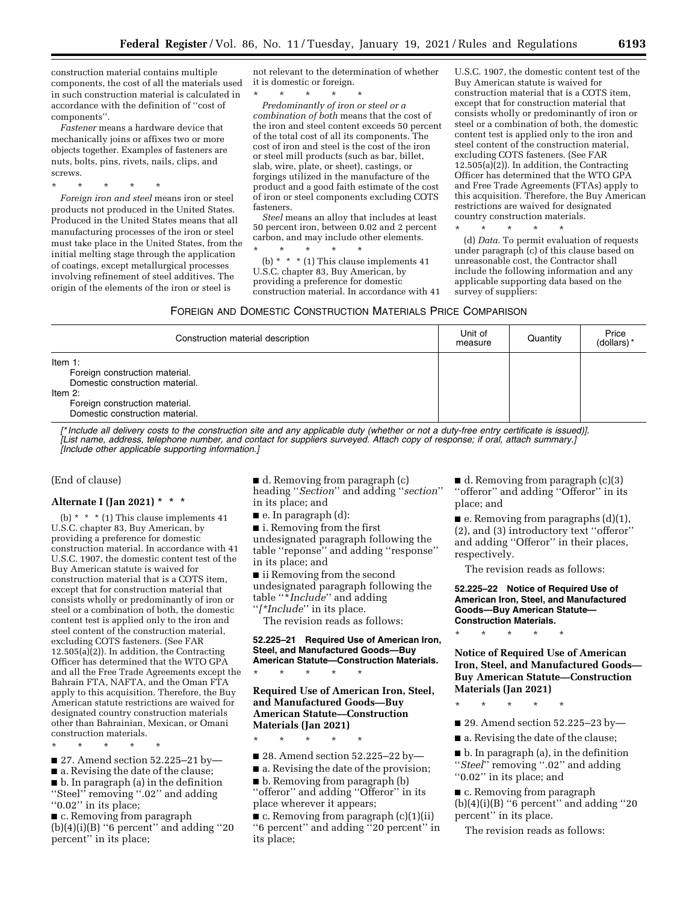construction material contains multiple components, the cost of all the materials used in such construction material is calculated in accordance with the definition of ''cost of components''.

*Fastener* means a hardware device that mechanically joins or affixes two or more objects together. Examples of fasteners are nuts, bolts, pins, rivets, nails, clips, and screws.

\* \* \* \* \*

*Foreign iron and steel* means iron or steel products not produced in the United States. Produced in the United States means that all manufacturing processes of the iron or steel must take place in the United States, from the initial melting stage through the application of coatings, except metallurgical processes involving refinement of steel additives. The origin of the elements of the iron or steel is not relevant to the determination of whether it is domestic or foreign.

\* \* \* \* \*

*Predominantly of iron or steel or a combination of both* means that the cost of the iron and steel content exceeds 50 percent of the total cost of all its components. The cost of iron and steel is the cost of the iron or steel mill products (such as bar, billet, slab, wire, plate, or sheet), castings, or forgings utilized in the manufacture of the product and a good faith estimate of the cost of iron or steel components excluding COTS fasteners.

*Steel* means an alloy that includes at least 50 percent iron, between 0.02 and 2 percent carbon, and may include other elements.

\* \* \* \* \*

(b) \* \* \* (1) This clause implements 41 U.S.C. chapter 83, Buy American, by providing a preference for domestic construction material. In accordance with 41 U.S.C. 1907, the domestic content test of the Buy American statute is waived for construction material that is a COTS item, except that for construction material that consists wholly or predominantly of iron or steel or a combination of both, the domestic content test is applied only to the iron and steel content of the construction material, excluding COTS fasteners. (See FAR 12.505(a)(2)). In addition, the Contracting Officer has determined that the WTO GPA and Free Trade Agreements (FTAs) apply to this acquisition. Therefore, the Buy American restrictions are waived for designated country construction materials.

\* \* \* \* \*

(d) *Data.* To permit evaluation of requests under paragraph (c) of this clause based on unreasonable cost, the Contractor shall include the following information and any applicable supporting data based on the survey of suppliers:

FOREIGN AND DOMESTIC CONSTRUCTION MATERIALS PRICE COMPARISON

| Construction material description | Unit of measure | Quantity | Price (dollars) * |
|---|---|---|---|
| Item 1: | | | |
| Foreign construction material. | | | |
| Domestic construction material. | | | |
| Item 2: | | | |
| Foreign construction material. | | | |
| Domestic construction material. | | | |

*[\* Include all delivery costs to the construction site and any applicable duty (whether or not a duty-free entry certificate is issued)].*
*[List name, address, telephone number, and contact for suppliers surveyed. Attach copy of response; if oral, attach summary.]*
*[Include other applicable supporting information.]*

(End of clause)

**Alternate I (Jan 2021) \* \* \***

(b) \* \* \* (1) This clause implements 41 U.S.C. chapter 83, Buy American, by providing a preference for domestic construction material. In accordance with 41 U.S.C. 1907, the domestic content test of the Buy American statute is waived for construction material that is a COTS item, except that for construction material that consists wholly or predominantly of iron or steel or a combination of both, the domestic content test is applied only to the iron and steel content of the construction material, excluding COTS fasteners. (See FAR 12.505(a)(2)). In addition, the Contracting Officer has determined that the WTO GPA and all the Free Trade Agreements except the Bahrain FTA, NAFTA, and the Oman FTA apply to this acquisition. Therefore, the Buy American statute restrictions are waived for designated country construction materials other than Bahrainian, Mexican, or Omani construction materials.

\* \* \* \* \*

■ 27. Amend section 52.225–21 by—

■ a. Revising the date of the clause;

■ b. In paragraph (a) in the definition ''Steel'' removing ''.02'' and adding ''0.02'' in its place;

■ c. Removing from paragraph (b)(4)(i)(B) ''6 percent'' and adding ''20 percent'' in its place;

■ d. Removing from paragraph (c) heading ''*Section*'' and adding ''*section*'' in its place; and

■ e. In paragraph (d):

■ i. Removing from the first undesignated paragraph following the table ''reponse'' and adding ''response'' in its place; and

■ ii Removing from the second undesignated paragraph following the table ''*\*Include*'' and adding ''*[\*Include*'' in its place.

The revision reads as follows:

**52.225–21 Required Use of American Iron, Steel, and Manufactured Goods—Buy American Statute—Construction Materials.**

\* \* \* \* \*

**Required Use of American Iron, Steel, and Manufactured Goods—Buy American Statute—Construction Materials (Jan 2021)**

\* \* \* \* \*

■ 28. Amend section 52.225–22 by—

■ a. Revising the date of the provision;

■ b. Removing from paragraph (b) ''offeror'' and adding ''Offeror'' in its place wherever it appears;

■ c. Removing from paragraph (c)(1)(ii) ''6 percent'' and adding ''20 percent'' in its place;

■ d. Removing from paragraph (c)(3) ''offeror'' and adding ''Offeror'' in its place; and

■ e. Removing from paragraphs (d)(1), (2), and (3) introductory text ''offeror'' and adding ''Offeror'' in their places, respectively.

The revision reads as follows:

**52.225–22 Notice of Required Use of American Iron, Steel, and Manufactured Goods—Buy American Statute—Construction Materials.**

\* \* \* \* \*

**Notice of Required Use of American Iron, Steel, and Manufactured Goods—Buy American Statute—Construction Materials (Jan 2021)**

\* \* \* \* \*

■ 29. Amend section 52.225–23 by—

■ a. Revising the date of the clause;

■ b. In paragraph (a), in the definition ''*Steel*'' removing ''.02'' and adding ''0.02'' in its place; and

■ c. Removing from paragraph (b)(4)(i)(B) ''6 percent'' and adding ''20 percent'' in its place.

The revision reads as follows: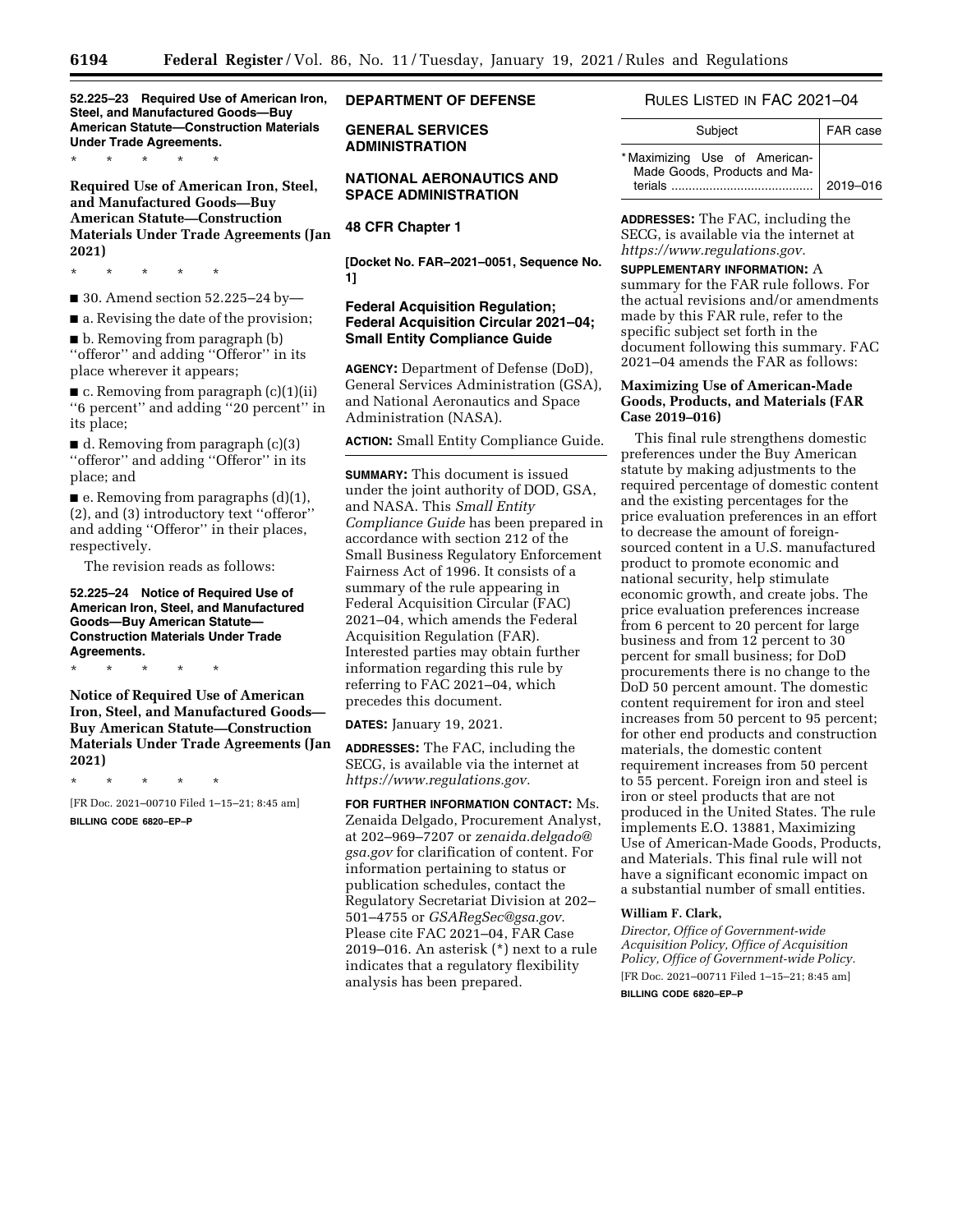**52.225–23 Required Use of American Iron, Steel, and Manufactured Goods—Buy American Statute—Construction Materials Under Trade Agreements.**

\* \* \* \* \*

**Required Use of American Iron, Steel, and Manufactured Goods—Buy American Statute—Construction Materials Under Trade Agreements (Jan 2021)**

\* \* \* \* \*

■ 30. Amend section 52.225–24 by—

■ a. Revising the date of the provision;

■ b. Removing from paragraph (b) ''offeror'' and adding ''Offeror'' in its place wherever it appears;

■ c. Removing from paragraph (c)(1)(ii) ''6 percent'' and adding ''20 percent'' in its place;

■ d. Removing from paragraph (c)(3) ''offeror'' and adding ''Offeror'' in its place; and

■ e. Removing from paragraphs (d)(1), (2), and (3) introductory text ''offeror'' and adding ''Offeror'' in their places, respectively.

The revision reads as follows:

**52.225–24 Notice of Required Use of American Iron, Steel, and Manufactured Goods—Buy American Statute—Construction Materials Under Trade Agreements.**

\* \* \* \* \*

**Notice of Required Use of American Iron, Steel, and Manufactured Goods—Buy American Statute—Construction Materials Under Trade Agreements (Jan 2021)**

\* \* \* \* \*

[FR Doc. 2021–00710 Filed 1–15–21; 8:45 am]

**BILLING CODE 6820–EP–P**

**DEPARTMENT OF DEFENSE**

**GENERAL SERVICES ADMINISTRATION**

**NATIONAL AERONAUTICS AND SPACE ADMINISTRATION**

**48 CFR Chapter 1**

**[Docket No. FAR–2021–0051, Sequence No. 1]**

## Federal Acquisition Regulation; Federal Acquisition Circular 2021–04; Small Entity Compliance Guide

**AGENCY:** Department of Defense (DoD), General Services Administration (GSA), and National Aeronautics and Space Administration (NASA).

**ACTION:** Small Entity Compliance Guide.

**SUMMARY:** This document is issued under the joint authority of DOD, GSA, and NASA. This *Small Entity Compliance Guide* has been prepared in accordance with section 212 of the Small Business Regulatory Enforcement Fairness Act of 1996. It consists of a summary of the rule appearing in Federal Acquisition Circular (FAC) 2021–04, which amends the Federal Acquisition Regulation (FAR). Interested parties may obtain further information regarding this rule by referring to FAC 2021–04, which precedes this document.

**DATES:** January 19, 2021.

**ADDRESSES:** The FAC, including the SECG, is available via the internet at *https://www.regulations.gov.*

**FOR FURTHER INFORMATION CONTACT:** Ms. Zenaida Delgado, Procurement Analyst, at 202–969–7207 or *zenaida.delgado@gsa.gov* for clarification of content. For information pertaining to status or publication schedules, contact the Regulatory Secretariat Division at 202–501–4755 or *GSARegSec@gsa.gov.* Please cite FAC 2021–04, FAR Case 2019–016. An asterisk (*) next to a rule indicates that a regulatory flexibility analysis has been prepared.

RULES LISTED IN FAC 2021–04

| Subject | FAR case |
|---|---|
| *Maximizing Use of American-Made Goods, Products and Materials | 2019–016 |

**ADDRESSES:** The FAC, including the SECG, is available via the internet at *https://www.regulations.gov.*

**SUPPLEMENTARY INFORMATION:** A summary for the FAR rule follows. For the actual revisions and/or amendments made by this FAR rule, refer to the specific subject set forth in the document following this summary. FAC 2021–04 amends the FAR as follows:

### Maximizing Use of American-Made Goods, Products, and Materials (FAR Case 2019–016)

This final rule strengthens domestic preferences under the Buy American statute by making adjustments to the required percentage of domestic content and the existing percentages for the price evaluation preferences in an effort to decrease the amount of foreign-sourced content in a U.S. manufactured product to promote economic and national security, help stimulate economic growth, and create jobs. The price evaluation preferences increase from 6 percent to 20 percent for large business and from 12 percent to 30 percent for small business; for DoD procurements there is no change to the DoD 50 percent amount. The domestic content requirement for iron and steel increases from 50 percent to 95 percent; for other end products and construction materials, the domestic content requirement increases from 50 percent to 55 percent. Foreign iron and steel is iron or steel products that are not produced in the United States. The rule implements E.O. 13881, Maximizing Use of American-Made Goods, Products, and Materials. This final rule will not have a significant economic impact on a substantial number of small entities.

**William F. Clark,**

*Director, Office of Government-wide Acquisition Policy, Office of Acquisition Policy, Office of Government-wide Policy.*

[FR Doc. 2021–00711 Filed 1–15–21; 8:45 am]

**BILLING CODE 6820–EP–P**